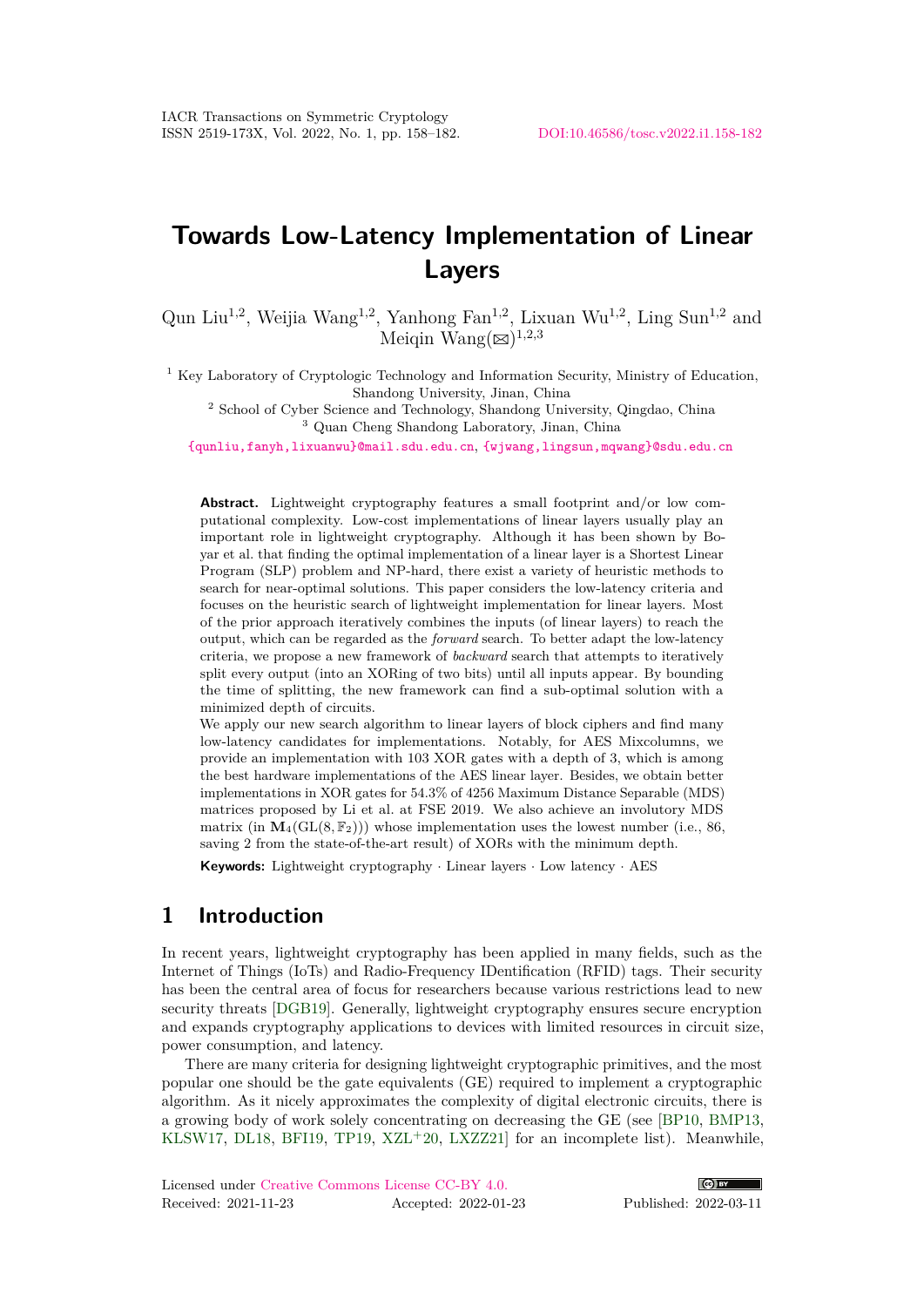# Towards Low-Latency Implementation of Linear Layers

Qun Liu[1,2], Weijia Wang[1,2], Yanhong Fan[1,2], Lixuan Wu[1,2], Ling Sun[1,2] and Meiqin Wang(✉)[1,2,3]

[1] Key Laboratory of Cryptologic Technology and Information Security, Ministry of Education, Shandong University, Jinan, China

[2] School of Cyber Science and Technology, Shandong University, Qingdao, China

[3] Quan Cheng Shandong Laboratory, Jinan, China

{qunliu,fanyh,lixuanwu}@mail.sdu.edu.cn, {wjwang,lingsun,mqwang}@sdu.edu.cn

**Abstract.** Lightweight cryptography features a small footprint and/or low computational complexity. Low-cost implementations of linear layers usually play an important role in lightweight cryptography. Although it has been shown by Boyar et al. that finding the optimal implementation of a linear layer is a Shortest Linear Program (SLP) problem and NP-hard, there exist a variety of heuristic methods to search for near-optimal solutions. This paper considers the low-latency criteria and focuses on the heuristic search of lightweight implementation for linear layers. Most of the prior approach iteratively combines the inputs (of linear layers) to reach the output, which can be regarded as the *forward* search. To better adapt the low-latency criteria, we propose a new framework of *backward* search that attempts to iteratively split every output (into an XORing of two bits) until all inputs appear. By bounding the time of splitting, the new framework can find a sub-optimal solution with a minimized depth of circuits.

We apply our new search algorithm to linear layers of block ciphers and find many low-latency candidates for implementations. Notably, for AES Mixcolumns, we provide an implementation with 103 XOR gates with a depth of 3, which is among the best hardware implementations of the AES linear layer. Besides, we obtain better implementations in XOR gates for 54.3% of 4256 Maximum Distance Separable (MDS) matrices proposed by Li et al. at FSE 2019. We also achieve an involutory MDS matrix (in $\mathbf{M}_4(\mathrm{GL}(8, \mathbb{F}_2))$) whose implementation uses the lowest number (i.e., 86, saving 2 from the state-of-the-art result) of XORs with the minimum depth.

**Keywords:** Lightweight cryptography · Linear layers · Low latency · AES

## 1 Introduction

In recent years, lightweight cryptography has been applied in many fields, such as the Internet of Things (IoTs) and Radio-Frequency IDentification (RFID) tags. Their security has been the central area of focus for researchers because various restrictions lead to new security threats [DGB19]. Generally, lightweight cryptography ensures secure encryption and expands cryptography applications to devices with limited resources in circuit size, power consumption, and latency.

There are many criteria for designing lightweight cryptographic primitives, and the most popular one should be the gate equivalents (GE) required to implement a cryptographic algorithm. As it nicely approximates the complexity of digital electronic circuits, there is a growing body of work solely concentrating on decreasing the GE (see [BP10, BMP13, KLSW17, DL18, BFI19, TP19, XZL+20, LXZZ21] for an incomplete list). Meanwhile,

Licensed under Creative Commons License CC-BY 4.0.

Received: 2021-11-23 Accepted: 2022-01-23 Published: 2022-03-11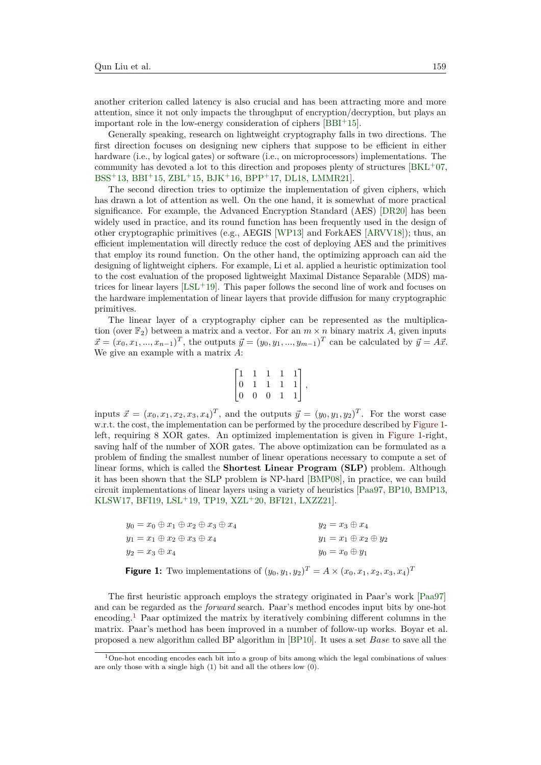another criterion called latency is also crucial and has been attracting more and more attention, since it not only impacts the throughput of encryption/decryption, but plays an important role in the low-energy consideration of ciphers [BBI+15].

Generally speaking, research on lightweight cryptography falls in two directions. The first direction focuses on designing new ciphers that suppose to be efficient in either hardware (i.e., by logical gates) or software (i.e., on microprocessors) implementations. The community has devoted a lot to this direction and proposes plenty of structures [BKL+07, BSS+13, BBI+15, ZBL+15, BJK+16, BPP+17, DL18, LMMR21].

The second direction tries to optimize the implementation of given ciphers, which has drawn a lot of attention as well. On the one hand, it is somewhat of more practical significance. For example, the Advanced Encryption Standard (AES) [DR20] has been widely used in practice, and its round function has been frequently used in the design of other cryptographic primitives (e.g., AEGIS [WP13] and ForkAES [ARVV18]); thus, an efficient implementation will directly reduce the cost of deploying AES and the primitives that employ its round function. On the other hand, the optimizing approach can aid the designing of lightweight ciphers. For example, Li et al. applied a heuristic optimization tool to the cost evaluation of the proposed lightweight Maximal Distance Separable (MDS) matrices for linear layers [LSL+19]. This paper follows the second line of work and focuses on the hardware implementation of linear layers that provide diffusion for many cryptographic primitives.

The linear layer of a cryptography cipher can be represented as the multiplication (over $\mathbb{F}_2$) between a matrix and a vector. For an $m \times n$ binary matrix $A$, given inputs $\vec{x} = (x_0, x_1, ..., x_{n-1})^T$, the outputs $\vec{y} = (y_0, y_1, ..., y_{m-1})^T$ can be calculated by $\vec{y} = A\vec{x}$. We give an example with a matrix $A$:

$$\begin{bmatrix} 1 & 1 & 1 & 1 & 1 \\ 0 & 1 & 1 & 1 & 1 \\ 0 & 0 & 0 & 1 & 1 \end{bmatrix},$$

inputs $\vec{x} = (x_0, x_1, x_2, x_3, x_4)^T$, and the outputs $\vec{y} = (y_0, y_1, y_2)^T$. For the worst case w.r.t. the cost, the implementation can be performed by the procedure described by Figure 1-left, requiring 8 XOR gates. An optimized implementation is given in Figure 1-right, saving half of the number of XOR gates. The above optimization can be formulated as a problem of finding the smallest number of linear operations necessary to compute a set of linear forms, which is called the **Shortest Linear Program (SLP)** problem. Although it has been shown that the SLP problem is NP-hard [BMP08], in practice, we can build circuit implementations of linear layers using a variety of heuristics [Paa97, BP10, BMP13, KLSW17, BFI19, LSL+19, TP19, XZL+20, BFI21, LXZZ21].

| | |
|---|---|
| $y_0 = x_0 \oplus x_1 \oplus x_2 \oplus x_3 \oplus x_4$ | $y_2 = x_3 \oplus x_4$ |
| $y_1 = x_1 \oplus x_2 \oplus x_3 \oplus x_4$ | $y_1 = x_1 \oplus x_2 \oplus y_2$ |
| $y_2 = x_3 \oplus x_4$ | $y_0 = x_0 \oplus y_1$ |

**Figure 1:** Two implementations of $(y_0, y_1, y_2)^T = A \times (x_0, x_1, x_2, x_3, x_4)^T$

The first heuristic approach employs the strategy originated in Paar's work [Paa97] and can be regarded as the *forward* search. Paar's method encodes input bits by one-hot encoding.[1] Paar optimized the matrix by iteratively combining different columns in the matrix. Paar's method has been improved in a number of follow-up works. Boyar et al. proposed a new algorithm called BP algorithm in [BP10]. It uses a set *Base* to save all the

[1] One-hot encoding encodes each bit into a group of bits among which the legal combinations of values are only those with a single high (1) bit and all the others low (0).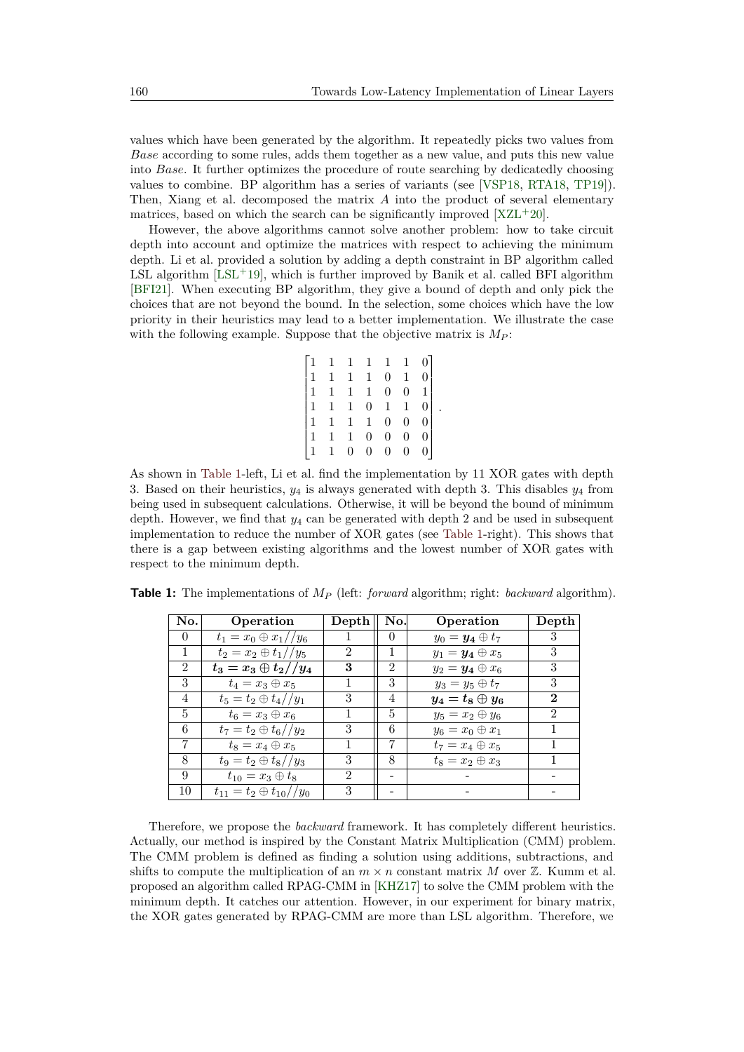values which have been generated by the algorithm. It repeatedly picks two values from *Base* according to some rules, adds them together as a new value, and puts this new value into *Base*. It further optimizes the procedure of route searching by dedicatedly choosing values to combine. BP algorithm has a series of variants (see [VSP18, RTA18, TP19]). Then, Xiang et al. decomposed the matrix $A$ into the product of several elementary matrices, based on which the search can be significantly improved [XZL+20].

However, the above algorithms cannot solve another problem: how to take circuit depth into account and optimize the matrices with respect to achieving the minimum depth. Li et al. provided a solution by adding a depth constraint in BP algorithm called LSL algorithm [LSL+19], which is further improved by Banik et al. called BFI algorithm [BFI21]. When executing BP algorithm, they give a bound of depth and only pick the choices that are not beyond the bound. In the selection, some choices which have the low priority in their heuristics may lead to a better implementation. We illustrate the case with the following example. Suppose that the objective matrix is $M_P$:

$$\begin{bmatrix} 1 & 1 & 1 & 1 & 1 & 1 & 0 \\ 1 & 1 & 1 & 1 & 0 & 1 & 0 \\ 1 & 1 & 1 & 1 & 0 & 0 & 1 \\ 1 & 1 & 1 & 0 & 1 & 1 & 0 \\ 1 & 1 & 1 & 1 & 0 & 0 & 0 \\ 1 & 1 & 1 & 0 & 0 & 0 & 0 \\ 1 & 1 & 0 & 0 & 0 & 0 & 0 \end{bmatrix}.$$

As shown in Table 1-left, Li et al. find the implementation by 11 XOR gates with depth 3. Based on their heuristics, $y_4$ is always generated with depth 3. This disables $y_4$ from being used in subsequent calculations. Otherwise, it will be beyond the bound of minimum depth. However, we find that $y_4$ can be generated with depth 2 and be used in subsequent implementation to reduce the number of XOR gates (see Table 1-right). This shows that there is a gap between existing algorithms and the lowest number of XOR gates with respect to the minimum depth.

**Table 1:** The implementations of $M_P$ (left: *forward* algorithm; right: *backward* algorithm).

| No. | Operation | Depth | No. | Operation | Depth |
|---|---|---|---|---|---|
| 0 | $t_1 = x_0 \oplus x_1 // y_6$ | 1 | 0 | $y_0 = \boldsymbol{y_4} \oplus t_7$ | 3 |
| 1 | $t_2 = x_2 \oplus t_1 // y_5$ | 2 | 1 | $y_1 = \boldsymbol{y_4} \oplus x_5$ | 3 |
| 2 | $\boldsymbol{t_3 = x_3 \oplus t_2 // y_4}$ | **3** | 2 | $y_2 = \boldsymbol{y_4} \oplus x_6$ | 3 |
| 3 | $t_4 = x_3 \oplus x_5$ | 1 | 3 | $y_3 = y_5 \oplus t_7$ | 3 |
| 4 | $t_5 = t_2 \oplus t_4 // y_1$ | 3 | 4 | $\boldsymbol{y_4 = t_8 \oplus y_6}$ | **2** |
| 5 | $t_6 = x_3 \oplus x_6$ | 1 | 5 | $y_5 = x_2 \oplus y_6$ | 2 |
| 6 | $t_7 = t_2 \oplus t_6 // y_2$ | 3 | 6 | $y_6 = x_0 \oplus x_1$ | 1 |
| 7 | $t_8 = x_4 \oplus x_5$ | 1 | 7 | $t_7 = x_4 \oplus x_5$ | 1 |
| 8 | $t_9 = t_2 \oplus t_8 // y_3$ | 3 | 8 | $t_8 = x_2 \oplus x_3$ | 1 |
| 9 | $t_{10} = x_3 \oplus t_8$ | 2 | - | - | - |
| 10 | $t_{11} = t_2 \oplus t_{10} // y_0$ | 3 | - | - | - |

Therefore, we propose the *backward* framework. It has completely different heuristics. Actually, our method is inspired by the Constant Matrix Multiplication (CMM) problem. The CMM problem is defined as finding a solution using additions, subtractions, and shifts to compute the multiplication of an $m \times n$ constant matrix $M$ over $\mathbb{Z}$. Kumm et al. proposed an algorithm called RPAG-CMM in [KHZ17] to solve the CMM problem with the minimum depth. It catches our attention. However, in our experiment for binary matrix, the XOR gates generated by RPAG-CMM are more than LSL algorithm. Therefore, we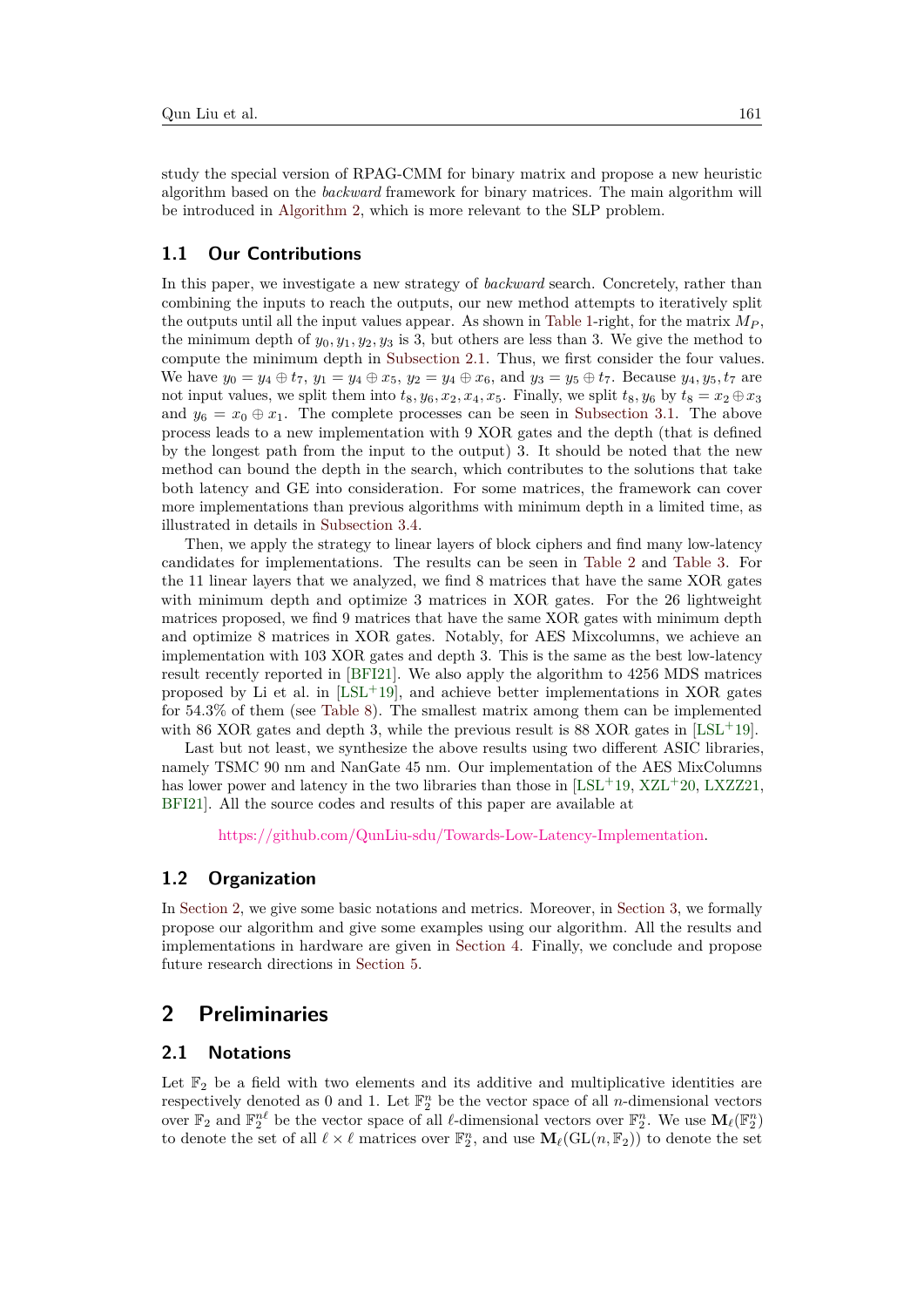study the special version of RPAG-CMM for binary matrix and propose a new heuristic algorithm based on the *backward* framework for binary matrices. The main algorithm will be introduced in Algorithm 2, which is more relevant to the SLP problem.

## 1.1 Our Contributions

In this paper, we investigate a new strategy of *backward* search. Concretely, rather than combining the inputs to reach the outputs, our new method attempts to iteratively split the outputs until all the input values appear. As shown in Table 1-right, for the matrix $M_P$, the minimum depth of $y_0, y_1, y_2, y_3$ is 3, but others are less than 3. We give the method to compute the minimum depth in Subsection 2.1. Thus, we first consider the four values. We have $y_0 = y_4 \oplus t_7$, $y_1 = y_4 \oplus x_5$, $y_2 = y_4 \oplus x_6$, and $y_3 = y_5 \oplus t_7$. Because $y_4, y_5, t_7$ are not input values, we split them into $t_8, y_6, x_2, x_4, x_5$. Finally, we split $t_8, y_6$ by $t_8 = x_2 \oplus x_3$ and $y_6 = x_0 \oplus x_1$. The complete processes can be seen in Subsection 3.1. The above process leads to a new implementation with 9 XOR gates and the depth (that is defined by the longest path from the input to the output) 3. It should be noted that the new method can bound the depth in the search, which contributes to the solutions that take both latency and GE into consideration. For some matrices, the framework can cover more implementations than previous algorithms with minimum depth in a limited time, as illustrated in details in Subsection 3.4.

Then, we apply the strategy to linear layers of block ciphers and find many low-latency candidates for implementations. The results can be seen in Table 2 and Table 3. For the 11 linear layers that we analyzed, we find 8 matrices that have the same XOR gates with minimum depth and optimize 3 matrices in XOR gates. For the 26 lightweight matrices proposed, we find 9 matrices that have the same XOR gates with minimum depth and optimize 8 matrices in XOR gates. Notably, for AES Mixcolumns, we achieve an implementation with 103 XOR gates and depth 3. This is the same as the best low-latency result recently reported in [BFI21]. We also apply the algorithm to 4256 MDS matrices proposed by Li et al. in [LSL+19], and achieve better implementations in XOR gates for 54.3% of them (see Table 8). The smallest matrix among them can be implemented with 86 XOR gates and depth 3, while the previous result is 88 XOR gates in [LSL+19].

Last but not least, we synthesize the above results using two different ASIC libraries, namely TSMC 90 nm and NanGate 45 nm. Our implementation of the AES MixColumns has lower power and latency in the two libraries than those in [LSL+19, XZL+20, LXZZ21, BFI21]. All the source codes and results of this paper are available at

https://github.com/QunLiu-sdu/Towards-Low-Latency-Implementation.

## 1.2 Organization

In Section 2, we give some basic notations and metrics. Moreover, in Section 3, we formally propose our algorithm and give some examples using our algorithm. All the results and implementations in hardware are given in Section 4. Finally, we conclude and propose future research directions in Section 5.

# 2 Preliminaries

## 2.1 Notations

Let $\mathbb{F}_2$ be a field with two elements and its additive and multiplicative identities are respectively denoted as 0 and 1. Let $\mathbb{F}_2^n$ be the vector space of all $n$-dimensional vectors over $\mathbb{F}_2$ and $\mathbb{F}_2^{n\ell}$ be the vector space of all $\ell$-dimensional vectors over $\mathbb{F}_2^n$. We use $\mathbf{M}_\ell(\mathbb{F}_2^n)$ to denote the set of all $\ell \times \ell$ matrices over $\mathbb{F}_2^n$, and use $\mathbf{M}_\ell(\mathrm{GL}(n, \mathbb{F}_2))$ to denote the set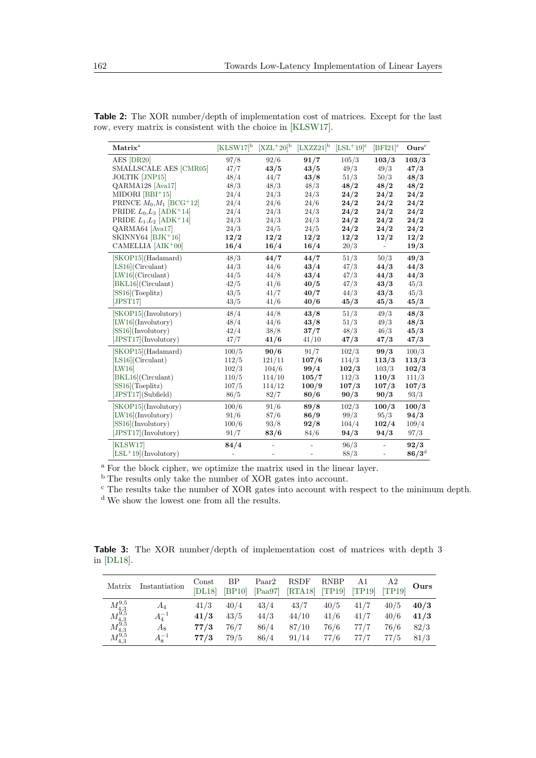**Table 2:** The XOR number/depth of implementation cost of matrices. Except for the last row, every matrix is consistent with the choice in [KLSW17].

| Matrix[a] | [KLSW17][b] | [XZL+20][b] | [LXZZ21][b] | [LSL+19][c] | [BFI21][c] | Ours[c] |
|---|---|---|---|---|---|---|
| AES [DR20] | 97/8 | 92/6 | **91/7** | 105/3 | **103/3** | **103/3** |
| SMALLSCALE AES [CMR05] | 47/7 | **43/5** | **43/5** | 49/3 | 49/3 | **47/3** |
| JOLTIK [JNP15] | 48/4 | 44/7 | **43/8** | 51/3 | 50/3 | **48/3** |
| QARMA128 [Ava17] | 48/3 | 48/3 | 48/3 | **48/2** | **48/2** | **48/2** |
| MIDORI [BBI+15] | 24/4 | 24/3 | 24/3 | **24/2** | **24/2** | **24/2** |
| PRINCE $M_0$,$M_1$ [BCG+12] | 24/4 | 24/6 | 24/6 | **24/2** | **24/2** | **24/2** |
| PRIDE $L_0$,$L_3$ [ADK+14] | 24/4 | 24/3 | 24/3 | **24/2** | **24/2** | **24/2** |
| PRIDE $L_1$,$L_2$ [ADK+14] | 24/3 | 24/3 | 24/3 | **24/2** | **24/2** | **24/2** |
| QARMA64 [Ava17] | 24/3 | 24/5 | 24/5 | **24/2** | **24/2** | **24/2** |
| SKINNY64 [BJK+16] | **12/2** | **12/2** | **12/2** | **12/2** | **12/2** | **12/2** |
| CAMELLIA [AIK+00] | **16/4** | **16/4** | **16/4** | 20/3 | - | **19/3** |
| [SKOP15](Hadamard) | 48/3 | **44/7** | **44/7** | 51/3 | 50/3 | **49/3** |
| [LS16](Circulant) | 44/3 | 44/6 | **43/4** | 47/3 | **44/3** | **44/3** |
| [LW16](Circulant) | 44/5 | 44/8 | **43/4** | 47/3 | **44/3** | **44/3** |
| [BKL16](Circulant) | 42/5 | 41/6 | **40/5** | 47/3 | **43/3** | 45/3 |
| [SS16](Toeplitz) | 43/5 | 41/7 | **40/7** | 44/3 | **43/3** | 45/3 |
| [JPST17] | 43/5 | 41/6 | **40/6** | **45/3** | **45/3** | **45/3** |
| [SKOP15](Involutory) | 48/4 | 44/8 | **43/8** | 51/3 | 49/3 | **48/3** |
| [LW16](Involutory) | 48/4 | 44/6 | **43/8** | 51/3 | 49/3 | **48/3** |
| [SS16](Involutory) | 42/4 | 38/8 | **37/7** | 48/3 | 46/3 | **45/3** |
| [JPST17](Involutory) | 47/7 | **41/6** | 41/10 | **47/3** | **47/3** | **47/3** |
| [SKOP15](Hadamard) | 100/5 | **90/6** | 91/7 | 102/3 | **99/3** | 100/3 |
| [LS16](Circulant) | 112/5 | 121/11 | **107/6** | 114/3 | **113/3** | **113/3** |
| [LW16] | 102/3 | 104/6 | **99/4** | **102/3** | 103/3 | **102/3** |
| [BKL16](Circulant) | 110/5 | 114/10 | **105/7** | 112/3 | **110/3** | 111/3 |
| [SS16](Toeplitz) | 107/5 | 114/12 | **100/9** | **107/3** | **107/3** | **107/3** |
| [JPST17](Subfield) | 86/5 | 82/7 | **80/6** | **90/3** | **90/3** | 93/3 |
| [SKOP15](Involutory) | 100/6 | 91/6 | **89/8** | 102/3 | **100/3** | **100/3** |
| [LW16](Involutory) | 91/6 | 87/6 | **86/9** | 99/3 | 95/3 | **94/3** |
| [SS16](Involutory) | 100/6 | 93/8 | **92/8** | 104/4 | **102/4** | 109/4 |
| [JPST17](Involutory) | 91/7 | **83/6** | 84/6 | **94/3** | **94/3** | 97/3 |
| [KLSW17] | **84/4** | - | - | 96/3 | - | **92/3** |
| [LSL+19](Involutory) | - | - | - | 88/3 | - | **86/3**[d] |

[a] For the block cipher, we optimize the matrix used in the linear layer.
[b] The results only take the number of XOR gates into account.
[c] The results take the number of XOR gates into account with respect to the minimum depth.
[d] We show the lowest one from all the results.

**Table 3:** The XOR number/depth of implementation cost of matrices with depth 3 in [DL18].

| Matrix | Instantiation | Const [DL18] | BP [BP10] | Paar2 [Paa97] | RSDF [RTA18] | RNBP [TP19] | A1 [TP19] | A2 [TP19] | Ours |
|---|---|---|---|---|---|---|---|---|---|
| $M_{4,3}^{9,5}$ | $A_4$ | 41/3 | 40/4 | 43/4 | 43/7 | 40/5 | 41/7 | 40/5 | **40/3** |
| $M_{4,3}^{9,5}$ | $A_4^{-1}$ | **41/3** | 43/5 | 44/3 | 44/10 | 41/6 | 41/7 | 40/6 | **41/3** |
| $M_{4,3}^{9,5}$ | $A_8$ | **77/3** | 76/7 | 86/4 | 87/10 | 76/6 | 77/7 | 76/6 | 82/3 |
| $M_{4,3}^{9,5}$ | $A_8^{-1}$ | **77/3** | 79/5 | 86/4 | 91/14 | 77/6 | 77/7 | 77/5 | 81/3 |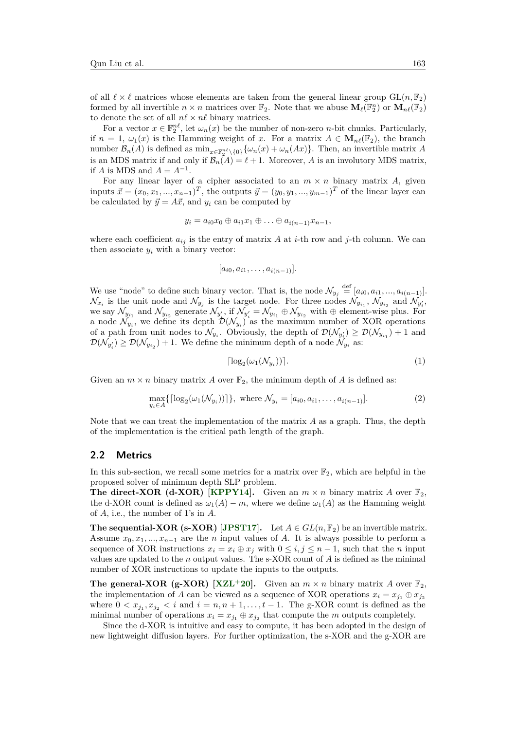of all $\ell \times \ell$ matrices whose elements are taken from the general linear group $\mathrm{GL}(n, \mathbb{F}_2)$ formed by all invertible $n \times n$ matrices over $\mathbb{F}_2$. Note that we abuse $\mathbf{M}_\ell(\mathbb{F}_2^n)$ or $\mathbf{M}_{n\ell}(\mathbb{F}_2)$ to denote the set of all $n\ell \times n\ell$ binary matrices.

For a vector $x \in \mathbb{F}_2^{n\ell}$, let $\omega_n(x)$ be the number of non-zero $n$-bit chunks. Particularly, if $n = 1$, $\omega_1(x)$ is the Hamming weight of $x$. For a matrix $A \in \mathbf{M}_{n\ell}(\mathbb{F}_2)$, the branch number $\mathcal{B}_n(A)$ is defined as $\min_{x \in \mathbb{F}_2^{n\ell} \setminus \{0\}} \{\omega_n(x) + \omega_n(Ax)\}$. Then, an invertible matrix $A$ is an MDS matrix if and only if $\mathcal{B}_n(A) = \ell + 1$. Moreover, $A$ is an involutory MDS matrix, if $A$ is MDS and $A = A^{-1}$.

For any linear layer of a cipher associated to an $m \times n$ binary matrix $A$, given inputs $\vec{x} = (x_0, x_1, ..., x_{n-1})^T$, the outputs $\vec{y} = (y_0, y_1, ..., y_{m-1})^T$ of the linear layer can be calculated by $\vec{y} = A\vec{x}$, and $y_i$ can be computed by

$$y_i = a_{i0}x_0 \oplus a_{i1}x_1 \oplus \ldots \oplus a_{i(n-1)}x_{n-1},$$

where each coefficient $a_{ij}$ is the entry of matrix $A$ at $i$-th row and $j$-th column. We can then associate $y_i$ with a binary vector:

$$[a_{i0}, a_{i1}, \ldots, a_{i(n-1)}].$$

We use "node" to define such binary vector. That is, the node $\mathcal{N}_{y_j} \stackrel{\text{def}}{=} [a_{i0}, a_{i1}, ..., a_{i(n-1)}]$. $\mathcal{N}_{x_i}$ is the unit node and $\mathcal{N}_{y_j}$ is the target node. For three nodes $\mathcal{N}_{y_{i_1}}$, $\mathcal{N}_{y_{i_2}}$ and $\mathcal{N}_{y_i'}$, we say $\mathcal{N}_{y_{i_1}}$ and $\mathcal{N}_{y_{i_2}}$ generate $\mathcal{N}_{y_i'}$, if $\mathcal{N}_{y_i'} = \mathcal{N}_{y_{i_1}} \oplus \mathcal{N}_{y_{i_2}}$ with $\oplus$ element-wise plus. For a node $\mathcal{N}_{y_i}$, we define its depth $\mathcal{D}(\mathcal{N}_{y_i})$ as the maximum number of XOR operations of a path from unit nodes to $\mathcal{N}_{y_i}$. Obviously, the depth of $\mathcal{D}(\mathcal{N}_{y_i'}) \geq \mathcal{D}(\mathcal{N}_{y_{i_1}}) + 1$ and $\mathcal{D}(\mathcal{N}_{y_i'}) \geq \mathcal{D}(\mathcal{N}_{y_{i_2}}) + 1$. We define the minimum depth of a node $\mathcal{N}_{y_i}$ as:

$$\lceil \log_2(\omega_1(\mathcal{N}_{y_i})) \rceil. \tag{1}$$

Given an $m \times n$ binary matrix $A$ over $\mathbb{F}_2$, the minimum depth of $A$ is defined as:

$$\max_{y_i \in A}\{\lceil \log_2(\omega_1(\mathcal{N}_{y_i})) \rceil\}, \text{ where } \mathcal{N}_{y_i} = [a_{i0}, a_{i1}, \ldots, a_{i(n-1)}]. \tag{2}$$

Note that we can treat the implementation of the matrix $A$ as a graph. Thus, the depth of the implementation is the critical path length of the graph.

## 2.2 Metrics

In this sub-section, we recall some metrics for a matrix over $\mathbb{F}_2$, which are helpful in the proposed solver of minimum depth SLP problem.

**The direct-XOR (d-XOR) [KPPY14].** Given an $m \times n$ binary matrix $A$ over $\mathbb{F}_2$, the d-XOR count is defined as $\omega_1(A) - m$, where we define $\omega_1(A)$ as the Hamming weight of $A$, i.e., the number of 1's in $A$.

**The sequential-XOR (s-XOR) [JPST17].** Let $A \in GL(n, \mathbb{F}_2)$ be an invertible matrix. Assume $x_0, x_1, ..., x_{n-1}$ are the $n$ input values of $A$. It is always possible to perform a sequence of XOR instructions $x_i = x_i \oplus x_j$ with $0 \leq i, j \leq n-1$, such that the $n$ input values are updated to the $n$ output values. The s-XOR count of $A$ is defined as the minimal number of XOR instructions to update the inputs to the outputs.

**The general-XOR (g-XOR) [XZL+20].** Given an $m \times n$ binary matrix $A$ over $\mathbb{F}_2$, the implementation of $A$ can be viewed as a sequence of XOR operations $x_i = x_{j_1} \oplus x_{j_2}$ where $0 < x_{j_1}, x_{j_2} < i$ and $i = n, n+1, \ldots, t-1$. The g-XOR count is defined as the minimal number of operations $x_i = x_{j_1} \oplus x_{j_2}$ that compute the $m$ outputs completely.

Since the d-XOR is intuitive and easy to compute, it has been adopted in the design of new lightweight diffusion layers. For further optimization, the s-XOR and the g-XOR are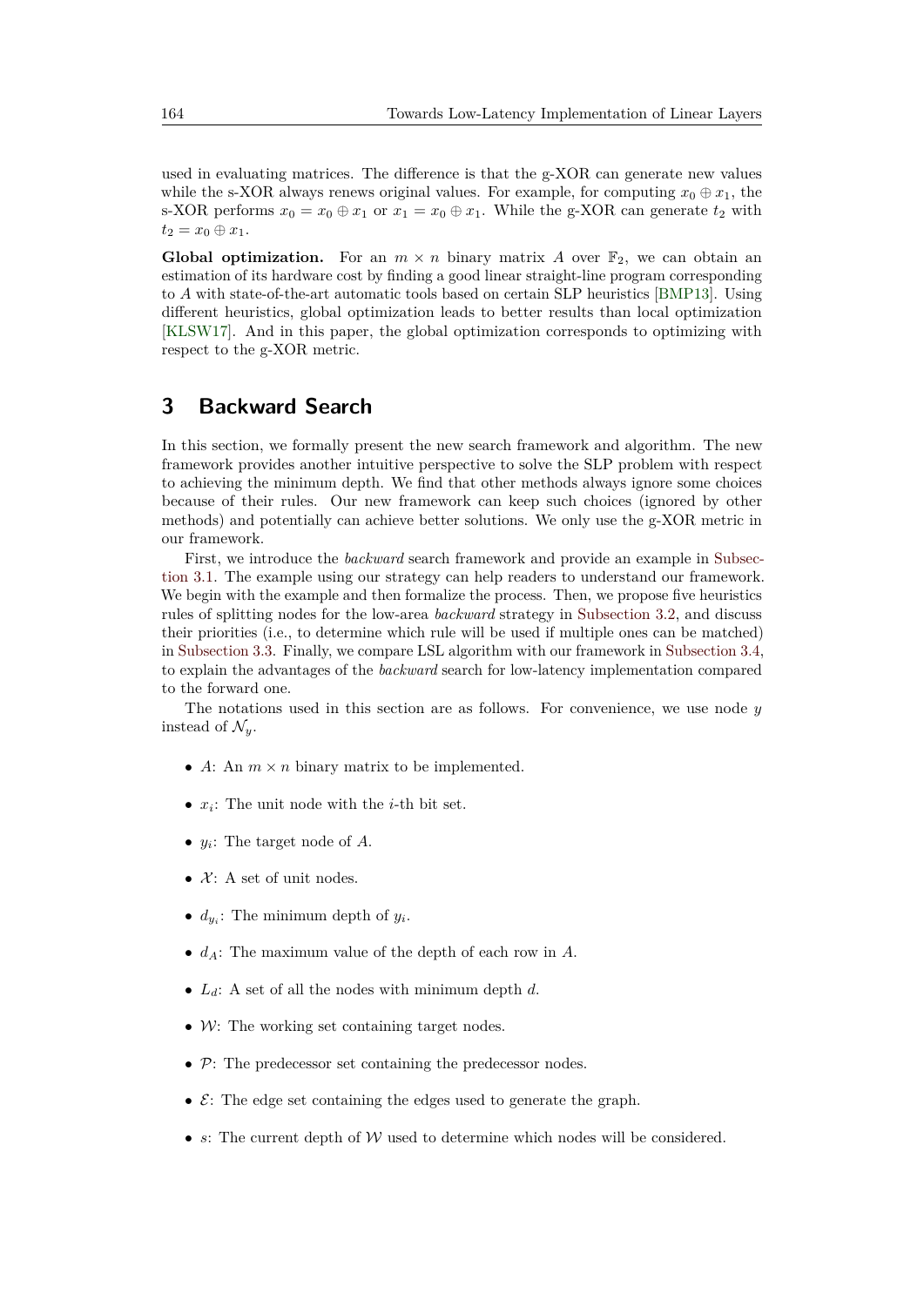used in evaluating matrices. The difference is that the g-XOR can generate new values while the s-XOR always renews original values. For example, for computing $x_0 \oplus x_1$, the s-XOR performs $x_0 = x_0 \oplus x_1$ or $x_1 = x_0 \oplus x_1$. While the g-XOR can generate $t_2$ with $t_2 = x_0 \oplus x_1$.

**Global optimization.** For an $m \times n$ binary matrix $A$ over $\mathbb{F}_2$, we can obtain an estimation of its hardware cost by finding a good linear straight-line program corresponding to $A$ with state-of-the-art automatic tools based on certain SLP heuristics [BMP13]. Using different heuristics, global optimization leads to better results than local optimization [KLSW17]. And in this paper, the global optimization corresponds to optimizing with respect to the g-XOR metric.

# 3 Backward Search

In this section, we formally present the new search framework and algorithm. The new framework provides another intuitive perspective to solve the SLP problem with respect to achieving the minimum depth. We find that other methods always ignore some choices because of their rules. Our new framework can keep such choices (ignored by other methods) and potentially can achieve better solutions. We only use the g-XOR metric in our framework.

First, we introduce the *backward* search framework and provide an example in Subsection 3.1. The example using our strategy can help readers to understand our framework. We begin with the example and then formalize the process. Then, we propose five heuristics rules of splitting nodes for the low-area *backward* strategy in Subsection 3.2, and discuss their priorities (i.e., to determine which rule will be used if multiple ones can be matched) in Subsection 3.3. Finally, we compare LSL algorithm with our framework in Subsection 3.4, to explain the advantages of the *backward* search for low-latency implementation compared to the forward one.

The notations used in this section are as follows. For convenience, we use node $y$ instead of $\mathcal{N}_y$.

- $A$: An $m \times n$ binary matrix to be implemented.
- $x_i$: The unit node with the $i$-th bit set.
- $y_i$: The target node of $A$.
- $\mathcal{X}$: A set of unit nodes.
- $d_{y_i}$: The minimum depth of $y_i$.
- $d_A$: The maximum value of the depth of each row in $A$.
- $L_d$: A set of all the nodes with minimum depth $d$.
- $\mathcal{W}$: The working set containing target nodes.
- $\mathcal{P}$: The predecessor set containing the predecessor nodes.
- $\mathcal{E}$: The edge set containing the edges used to generate the graph.
- $s$: The current depth of $\mathcal{W}$ used to determine which nodes will be considered.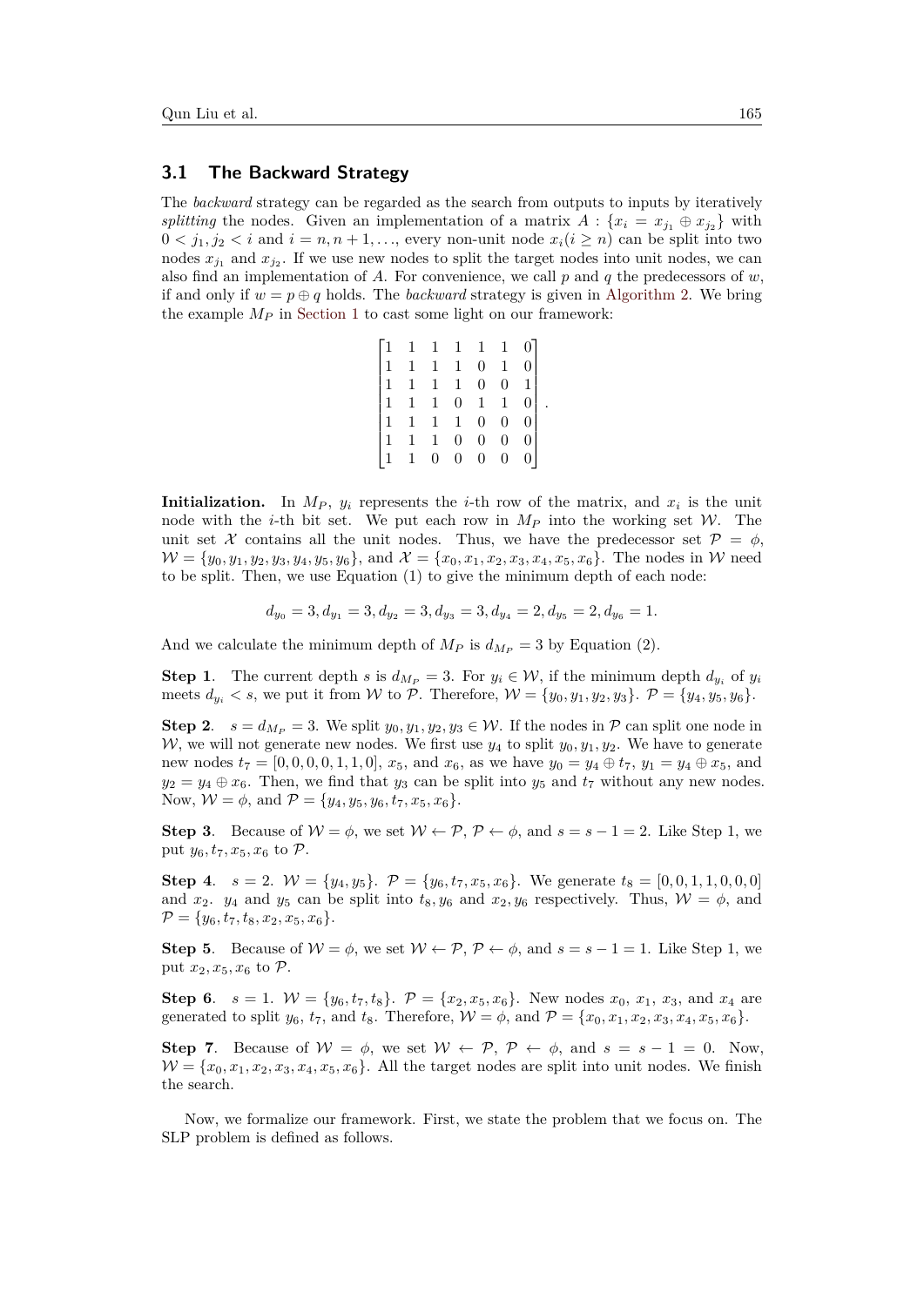### 3.1 The Backward Strategy

The *backward* strategy can be regarded as the search from outputs to inputs by iteratively *splitting* the nodes. Given an implementation of a matrix $A : \{x_i = x_{j_1} \oplus x_{j_2}\}$ with $0 < j_1, j_2 < i$ and $i = n, n+1, \ldots$, every non-unit node $x_i (i \geq n)$ can be split into two nodes $x_{j_1}$ and $x_{j_2}$. If we use new nodes to split the target nodes into unit nodes, we can also find an implementation of $A$. For convenience, we call $p$ and $q$ the predecessors of $w$, if and only if $w = p \oplus q$ holds. The *backward* strategy is given in Algorithm 2. We bring the example $M_P$ in Section 1 to cast some light on our framework:

$$
\begin{bmatrix}
1 & 1 & 1 & 1 & 1 & 1 & 0 \\
1 & 1 & 1 & 1 & 0 & 1 & 0 \\
1 & 1 & 1 & 1 & 0 & 0 & 1 \\
1 & 1 & 1 & 0 & 1 & 1 & 0 \\
1 & 1 & 1 & 1 & 0 & 0 & 0 \\
1 & 1 & 1 & 0 & 0 & 0 & 0 \\
1 & 1 & 0 & 0 & 0 & 0 & 0
\end{bmatrix}.
$$

**Initialization.** In $M_P$, $y_i$ represents the $i$-th row of the matrix, and $x_i$ is the unit node with the $i$-th bit set. We put each row in $M_P$ into the working set $\mathcal{W}$. The unit set $\mathcal{X}$ contains all the unit nodes. Thus, we have the predecessor set $\mathcal{P} = \phi$, $\mathcal{W} = \{y_0, y_1, y_2, y_3, y_4, y_5, y_6\}$, and $\mathcal{X} = \{x_0, x_1, x_2, x_3, x_4, x_5, x_6\}$. The nodes in $\mathcal{W}$ need to be split. Then, we use Equation (1) to give the minimum depth of each node:

$$d_{y_0} = 3, d_{y_1} = 3, d_{y_2} = 3, d_{y_3} = 3, d_{y_4} = 2, d_{y_5} = 2, d_{y_6} = 1.$$

And we calculate the minimum depth of $M_P$ is $d_{M_P} = 3$ by Equation (2).

**Step 1**. The current depth $s$ is $d_{M_P} = 3$. For $y_i \in \mathcal{W}$, if the minimum depth $d_{y_i}$ of $y_i$ meets $d_{y_i} < s$, we put it from $\mathcal{W}$ to $\mathcal{P}$. Therefore, $\mathcal{W} = \{y_0, y_1, y_2, y_3\}$. $\mathcal{P} = \{y_4, y_5, y_6\}$.

**Step 2**. $s = d_{M_P} = 3$. We split $y_0, y_1, y_2, y_3 \in \mathcal{W}$. If the nodes in $\mathcal{P}$ can split one node in $\mathcal{W}$, we will not generate new nodes. We first use $y_4$ to split $y_0, y_1, y_2$. We have to generate new nodes $t_7 = [0, 0, 0, 0, 1, 1, 0]$, $x_5$, and $x_6$, as we have $y_0 = y_4 \oplus t_7$, $y_1 = y_4 \oplus x_5$, and $y_2 = y_4 \oplus x_6$. Then, we find that $y_3$ can be split into $y_5$ and $t_7$ without any new nodes. Now, $\mathcal{W} = \phi$, and $\mathcal{P} = \{y_4, y_5, y_6, t_7, x_5, x_6\}$.

**Step 3**. Because of $\mathcal{W} = \phi$, we set $\mathcal{W} \leftarrow \mathcal{P}$, $\mathcal{P} \leftarrow \phi$, and $s = s - 1 = 2$. Like Step 1, we put $y_6, t_7, x_5, x_6$ to $\mathcal{P}$.

**Step 4**. $s = 2$. $\mathcal{W} = \{y_4, y_5\}$. $\mathcal{P} = \{y_6, t_7, x_5, x_6\}$. We generate $t_8 = [0, 0, 1, 1, 0, 0, 0]$ and $x_2$. $y_4$ and $y_5$ can be split into $t_8, y_6$ and $x_2, y_6$ respectively. Thus, $\mathcal{W} = \phi$, and $\mathcal{P} = \{y_6, t_7, t_8, x_2, x_5, x_6\}$.

**Step 5**. Because of $\mathcal{W} = \phi$, we set $\mathcal{W} \leftarrow \mathcal{P}$, $\mathcal{P} \leftarrow \phi$, and $s = s - 1 = 1$. Like Step 1, we put $x_2, x_5, x_6$ to $\mathcal{P}$.

**Step 6**. $s = 1$. $\mathcal{W} = \{y_6, t_7, t_8\}$. $\mathcal{P} = \{x_2, x_5, x_6\}$. New nodes $x_0$, $x_1$, $x_3$, and $x_4$ are generated to split $y_6$, $t_7$, and $t_8$. Therefore, $\mathcal{W} = \phi$, and $\mathcal{P} = \{x_0, x_1, x_2, x_3, x_4, x_5, x_6\}$.

**Step 7**. Because of $\mathcal{W} = \phi$, we set $\mathcal{W} \leftarrow \mathcal{P}$, $\mathcal{P} \leftarrow \phi$, and $s = s - 1 = 0$. Now, $\mathcal{W} = \{x_0, x_1, x_2, x_3, x_4, x_5, x_6\}$. All the target nodes are split into unit nodes. We finish the search.

Now, we formalize our framework. First, we state the problem that we focus on. The SLP problem is defined as follows.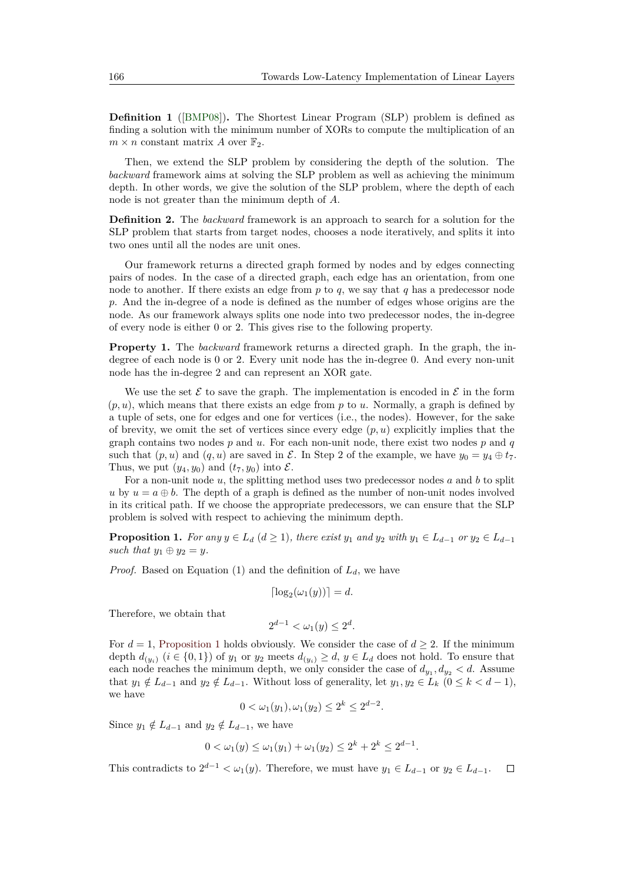**Definition 1** ([BMP08])**.** The Shortest Linear Program (SLP) problem is defined as finding a solution with the minimum number of XORs to compute the multiplication of an $m \times n$ constant matrix $A$ over $\mathbb{F}_2$.

Then, we extend the SLP problem by considering the depth of the solution. The *backward* framework aims at solving the SLP problem as well as achieving the minimum depth. In other words, we give the solution of the SLP problem, where the depth of each node is not greater than the minimum depth of $A$.

**Definition 2.** The *backward* framework is an approach to search for a solution for the SLP problem that starts from target nodes, chooses a node iteratively, and splits it into two ones until all the nodes are unit ones.

Our framework returns a directed graph formed by nodes and by edges connecting pairs of nodes. In the case of a directed graph, each edge has an orientation, from one node to another. If there exists an edge from $p$ to $q$, we say that $q$ has a predecessor node $p$. And the in-degree of a node is defined as the number of edges whose origins are the node. As our framework always splits one node into two predecessor nodes, the in-degree of every node is either 0 or 2. This gives rise to the following property.

**Property 1.** The *backward* framework returns a directed graph. In the graph, the in-degree of each node is 0 or 2. Every unit node has the in-degree 0. And every non-unit node has the in-degree 2 and can represent an XOR gate.

We use the set $\mathcal{E}$ to save the graph. The implementation is encoded in $\mathcal{E}$ in the form $(p, u)$, which means that there exists an edge from $p$ to $u$. Normally, a graph is defined by a tuple of sets, one for edges and one for vertices (i.e., the nodes). However, for the sake of brevity, we omit the set of vertices since every edge $(p, u)$ explicitly implies that the graph contains two nodes $p$ and $u$. For each non-unit node, there exist two nodes $p$ and $q$ such that $(p, u)$ and $(q, u)$ are saved in $\mathcal{E}$. In Step 2 of the example, we have $y_0 = y_4 \oplus t_7$. Thus, we put $(y_4, y_0)$ and $(t_7, y_0)$ into $\mathcal{E}$.

For a non-unit node $u$, the splitting method uses two predecessor nodes $a$ and $b$ to split $u$ by $u = a \oplus b$. The depth of a graph is defined as the number of non-unit nodes involved in its critical path. If we choose the appropriate predecessors, we can ensure that the SLP problem is solved with respect to achieving the minimum depth.

**Proposition 1.** *For any $y \in L_d$ $(d \geq 1)$, there exist $y_1$ and $y_2$ with $y_1 \in L_{d-1}$ or $y_2 \in L_{d-1}$ such that $y_1 \oplus y_2 = y$.*

*Proof.* Based on Equation (1) and the definition of $L_d$, we have

$$\lceil \log_2(\omega_1(y)) \rceil = d.$$

Therefore, we obtain that

$$2^{d-1} < \omega_1(y) \leq 2^d.$$

For $d = 1$, Proposition 1 holds obviously. We consider the case of $d \geq 2$. If the minimum depth $d_{(y_i)}$ $(i \in \{0, 1\})$ of $y_1$ or $y_2$ meets $d_{(y_i)} \geq d$, $y \in L_d$ does not hold. To ensure that each node reaches the minimum depth, we only consider the case of $d_{y_1}, d_{y_2} < d$. Assume that $y_1 \notin L_{d-1}$ and $y_2 \notin L_{d-1}$. Without loss of generality, let $y_1, y_2 \in L_k$ $(0 \leq k < d - 1)$, we have

$$0 < \omega_1(y_1), \omega_1(y_2) \leq 2^k \leq 2^{d-2}.$$

Since $y_1 \notin L_{d-1}$ and $y_2 \notin L_{d-1}$, we have

$$0 < \omega_1(y) \leq \omega_1(y_1) + \omega_1(y_2) \leq 2^k + 2^k \leq 2^{d-1}.$$

This contradicts to $2^{d-1} < \omega_1(y)$. Therefore, we must have $y_1 \in L_{d-1}$ or $y_2 \in L_{d-1}$. $\square$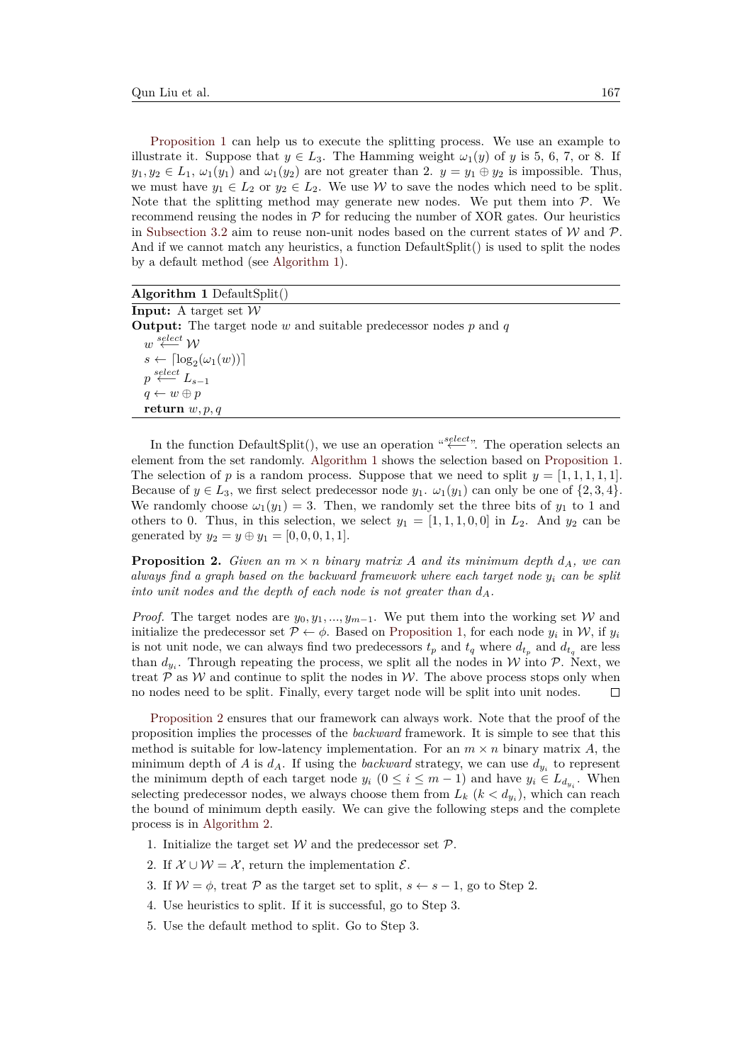Proposition 1 can help us to execute the splitting process. We use an example to illustrate it. Suppose that $y \in L_3$. The Hamming weight $\omega_1(y)$ of $y$ is 5, 6, 7, or 8. If $y_1, y_2 \in L_1$, $\omega_1(y_1)$ and $\omega_1(y_2)$ are not greater than 2. $y = y_1 \oplus y_2$ is impossible. Thus, we must have $y_1 \in L_2$ or $y_2 \in L_2$. We use $\mathcal{W}$ to save the nodes which need to be split. Note that the splitting method may generate new nodes. We put them into $\mathcal{P}$. We recommend reusing the nodes in $\mathcal{P}$ for reducing the number of XOR gates. Our heuristics in Subsection 3.2 aim to reuse non-unit nodes based on the current states of $\mathcal{W}$ and $\mathcal{P}$. And if we cannot match any heuristics, a function DefaultSplit() is used to split the nodes by a default method (see Algorithm 1).

**Algorithm 1** DefaultSplit()

**Input:** A target set $\mathcal{W}$

**Output:** The target node $w$ and suitable predecessor nodes $p$ and $q$

$w \xleftarrow{select} \mathcal{W}$

$s \leftarrow \lceil \log_2(\omega_1(w)) \rceil$

$p \xleftarrow{select} L_{s-1}$

$q \leftarrow w \oplus p$

**return** $w, p, q$

In the function DefaultSplit(), we use an operation "$\xleftarrow{select}$". The operation selects an element from the set randomly. Algorithm 1 shows the selection based on Proposition 1. The selection of $p$ is a random process. Suppose that we need to split $y = [1, 1, 1, 1, 1]$. Because of $y \in L_3$, we first select predecessor node $y_1$. $\omega_1(y_1)$ can only be one of $\{2, 3, 4\}$. We randomly choose $\omega_1(y_1) = 3$. Then, we randomly set the three bits of $y_1$ to 1 and others to 0. Thus, in this selection, we select $y_1 = [1, 1, 1, 0, 0]$ in $L_2$. And $y_2$ can be generated by $y_2 = y \oplus y_1 = [0, 0, 0, 1, 1]$.

**Proposition 2.** *Given an $m \times n$ binary matrix $A$ and its minimum depth $d_A$, we can always find a graph based on the backward framework where each target node $y_i$ can be split into unit nodes and the depth of each node is not greater than $d_A$.*

*Proof.* The target nodes are $y_0, y_1, ..., y_{m-1}$. We put them into the working set $\mathcal{W}$ and initialize the predecessor set $\mathcal{P} \leftarrow \phi$. Based on Proposition 1, for each node $y_i$ in $\mathcal{W}$, if $y_i$ is not unit node, we can always find two predecessors $t_p$ and $t_q$ where $d_{t_p}$ and $d_{t_q}$ are less than $d_{y_i}$. Through repeating the process, we split all the nodes in $\mathcal{W}$ into $\mathcal{P}$. Next, we treat $\mathcal{P}$ as $\mathcal{W}$ and continue to split the nodes in $\mathcal{W}$. The above process stops only when no nodes need to be split. Finally, every target node will be split into unit nodes. □

Proposition 2 ensures that our framework can always work. Note that the proof of the proposition implies the processes of the *backward* framework. It is simple to see that this method is suitable for low-latency implementation. For an $m \times n$ binary matrix $A$, the minimum depth of $A$ is $d_A$. If using the *backward* strategy, we can use $d_{y_i}$ to represent the minimum depth of each target node $y_i$ $(0 \le i \le m-1)$ and have $y_i \in L_{d_{y_i}}$. When selecting predecessor nodes, we always choose them from $L_k$ $(k < d_{y_i})$, which can reach the bound of minimum depth easily. We can give the following steps and the complete process is in Algorithm 2.

1. Initialize the target set $\mathcal{W}$ and the predecessor set $\mathcal{P}$.
2. If $\mathcal{X} \cup \mathcal{W} = \mathcal{X}$, return the implementation $\mathcal{E}$.
3. If $\mathcal{W} = \phi$, treat $\mathcal{P}$ as the target set to split, $s \leftarrow s - 1$, go to Step 2.
4. Use heuristics to split. If it is successful, go to Step 3.
5. Use the default method to split. Go to Step 3.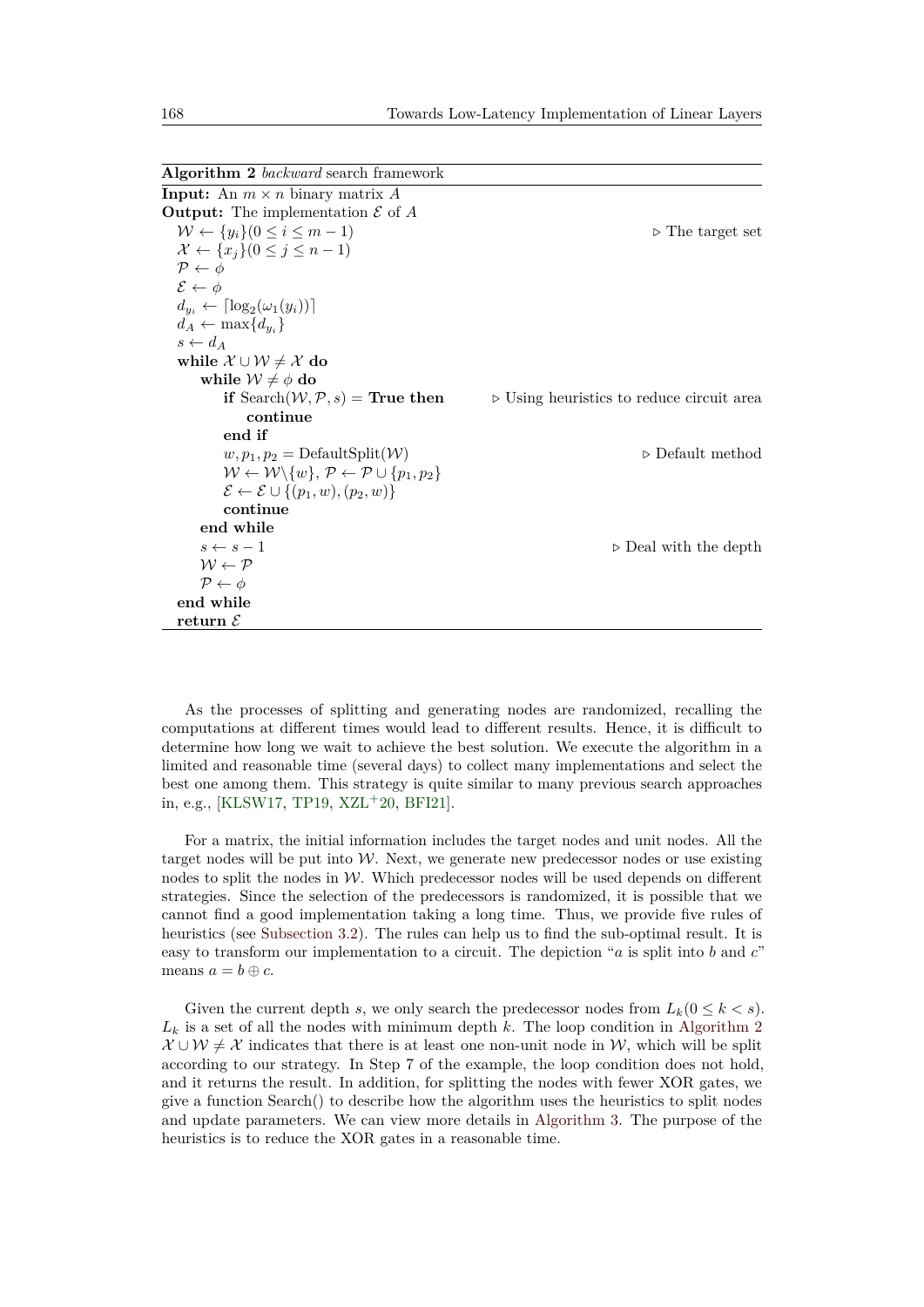**Algorithm 2** *backward* search framework

```
Input: An m × n binary matrix A
Output: The implementation ℰ of A
  𝒲 ← {y_i}(0 ≤ i ≤ m − 1)                                   ▷ The target set
  𝒳 ← {x_j}(0 ≤ j ≤ n − 1)
  𝒫 ← φ
  ℰ ← φ
  d_{y_i} ← ⌈log_2(ω_1(y_i))⌉
  d_A ← max{d_{y_i}}
  s ← d_A
  while 𝒳 ∪ 𝒲 ≠ 𝒳 do
      while 𝒲 ≠ φ do
          if Search(𝒲, 𝒫, s) = True then       ▷ Using heuristics to reduce circuit area
              continue
          end if
          w, p_1, p_2 = DefaultSplit(𝒲)                        ▷ Default method
          𝒲 ← 𝒲\{w}, 𝒫 ← 𝒫 ∪ {p_1, p_2}
          ℰ ← ℰ ∪ {(p_1, w), (p_2, w)}
          continue
      end while
      s ← s − 1                                              ▷ Deal with the depth
      𝒲 ← 𝒫
      𝒫 ← φ
  end while
  return ℰ
```

As the processes of splitting and generating nodes are randomized, recalling the computations at different times would lead to different results. Hence, it is difficult to determine how long we wait to achieve the best solution. We execute the algorithm in a limited and reasonable time (several days) to collect many implementations and select the best one among them. This strategy is quite similar to many previous search approaches in, e.g., [KLSW17, TP19, XZL+20, BFI21].

For a matrix, the initial information includes the target nodes and unit nodes. All the target nodes will be put into $\mathcal{W}$. Next, we generate new predecessor nodes or use existing nodes to split the nodes in $\mathcal{W}$. Which predecessor nodes will be used depends on different strategies. Since the selection of the predecessors is randomized, it is possible that we cannot find a good implementation taking a long time. Thus, we provide five rules of heuristics (see Subsection 3.2). The rules can help us to find the sub-optimal result. It is easy to transform our implementation to a circuit. The depiction "$a$ is split into $b$ and $c$" means $a = b \oplus c$.

Given the current depth $s$, we only search the predecessor nodes from $L_k(0 \leq k < s)$. $L_k$ is a set of all the nodes with minimum depth $k$. The loop condition in Algorithm 2 $\mathcal{X} \cup \mathcal{W} \neq \mathcal{X}$ indicates that there is at least one non-unit node in $\mathcal{W}$, which will be split according to our strategy. In Step 7 of the example, the loop condition does not hold, and it returns the result. In addition, for splitting the nodes with fewer XOR gates, we give a function Search() to describe how the algorithm uses the heuristics to split nodes and update parameters. We can view more details in Algorithm 3. The purpose of the heuristics is to reduce the XOR gates in a reasonable time.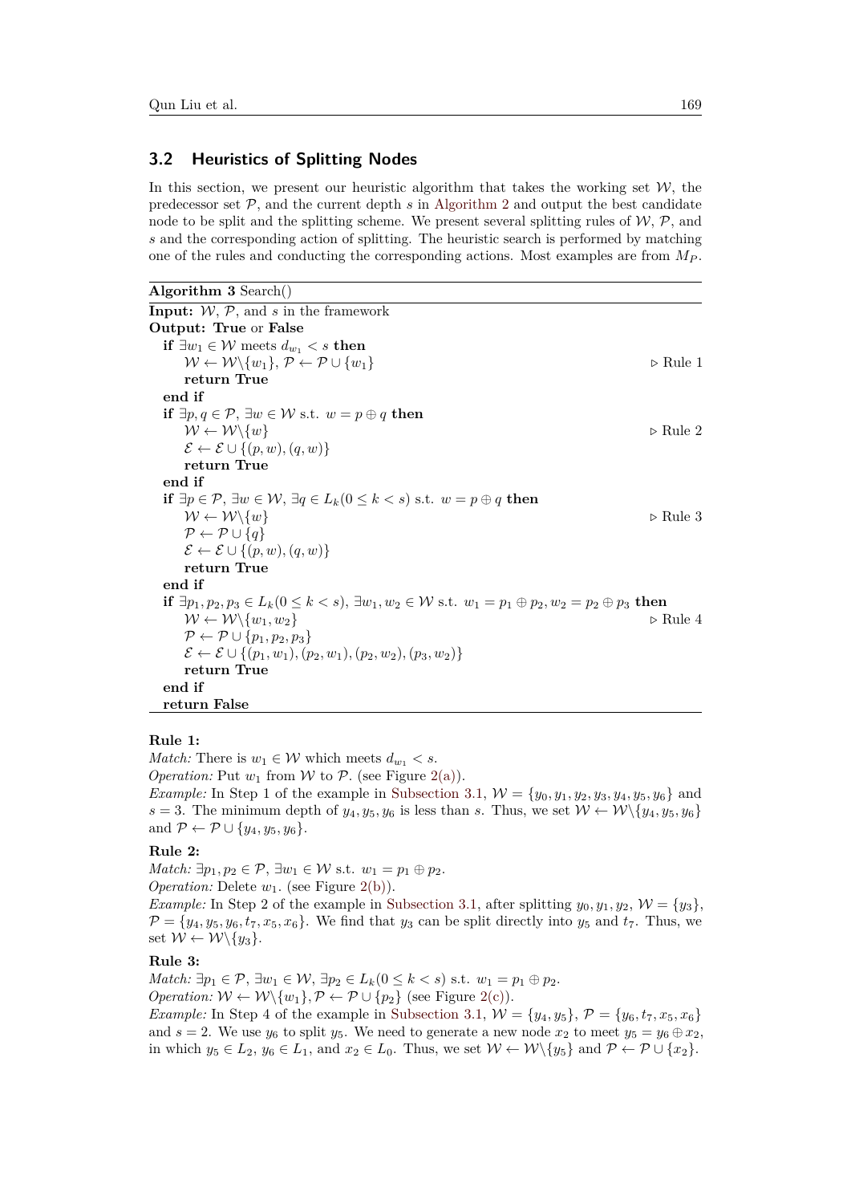## 3.2 Heuristics of Splitting Nodes

In this section, we present our heuristic algorithm that takes the working set $\mathcal{W}$, the predecessor set $\mathcal{P}$, and the current depth $s$ in Algorithm 2 and output the best candidate node to be split and the splitting scheme. We present several splitting rules of $\mathcal{W}$, $\mathcal{P}$, and $s$ and the corresponding action of splitting. The heuristic search is performed by matching one of the rules and conducting the corresponding actions. Most examples are from $M_P$.

---

**Algorithm 3** Search()

---

**Input:** $\mathcal{W}$, $\mathcal{P}$, and $s$ in the framework
**Output:** **True** or **False**

```
if ∃w_1 ∈ W meets d_{w_1} < s then
    W ← W\{w_1}, P ← P ∪ {w_1}                                   ▷ Rule 1
    return True
end if
if ∃p, q ∈ P, ∃w ∈ W s.t. w = p ⊕ q then
    W ← W\{w}                                                    ▷ Rule 2
    E ← E ∪ {(p, w), (q, w)}
    return True
end if
if ∃p ∈ P, ∃w ∈ W, ∃q ∈ L_k(0 ≤ k < s) s.t. w = p ⊕ q then
    W ← W\{w}                                                    ▷ Rule 3
    P ← P ∪ {q}
    E ← E ∪ {(p, w), (q, w)}
    return True
end if
if ∃p_1, p_2, p_3 ∈ L_k(0 ≤ k < s), ∃w_1, w_2 ∈ W s.t. w_1 = p_1 ⊕ p_2, w_2 = p_2 ⊕ p_3 then
    W ← W\{w_1, w_2}                                             ▷ Rule 4
    P ← P ∪ {p_1, p_2, p_3}
    E ← E ∪ {(p_1, w_1), (p_2, w_1), (p_2, w_2), (p_3, w_2)}
    return True
end if
return False
```

---

**Rule 1:**
*Match:* There is $w_1 \in \mathcal{W}$ which meets $d_{w_1} < s$.
*Operation:* Put $w_1$ from $\mathcal{W}$ to $\mathcal{P}$. (see Figure 2(a)).
*Example:* In Step 1 of the example in Subsection 3.1, $\mathcal{W} = \{y_0, y_1, y_2, y_3, y_4, y_5, y_6\}$ and $s = 3$. The minimum depth of $y_4, y_5, y_6$ is less than $s$. Thus, we set $\mathcal{W} \leftarrow \mathcal{W} \backslash \{y_4, y_5, y_6\}$ and $\mathcal{P} \leftarrow \mathcal{P} \cup \{y_4, y_5, y_6\}$.

**Rule 2:**
*Match:* $\exists p_1, p_2 \in \mathcal{P}$, $\exists w_1 \in \mathcal{W}$ s.t. $w_1 = p_1 \oplus p_2$.
*Operation:* Delete $w_1$. (see Figure 2(b)).
*Example:* In Step 2 of the example in Subsection 3.1, after splitting $y_0, y_1, y_2$, $\mathcal{W} = \{y_3\}$, $\mathcal{P} = \{y_4, y_5, y_6, t_7, x_5, x_6\}$. We find that $y_3$ can be split directly into $y_5$ and $t_7$. Thus, we set $\mathcal{W} \leftarrow \mathcal{W} \backslash \{y_3\}$.

**Rule 3:**
*Match:* $\exists p_1 \in \mathcal{P}$, $\exists w_1 \in \mathcal{W}$, $\exists p_2 \in L_k (0 \leq k < s)$ s.t. $w_1 = p_1 \oplus p_2$.
*Operation:* $\mathcal{W} \leftarrow \mathcal{W} \backslash \{w_1\}, \mathcal{P} \leftarrow \mathcal{P} \cup \{p_2\}$ (see Figure 2(c)).
*Example:* In Step 4 of the example in Subsection 3.1, $\mathcal{W} = \{y_4, y_5\}$, $\mathcal{P} = \{y_6, t_7, x_5, x_6\}$ and $s = 2$. We use $y_6$ to split $y_5$. We need to generate a new node $x_2$ to meet $y_5 = y_6 \oplus x_2$, in which $y_5 \in L_2$, $y_6 \in L_1$, and $x_2 \in L_0$. Thus, we set $\mathcal{W} \leftarrow \mathcal{W} \backslash \{y_5\}$ and $\mathcal{P} \leftarrow \mathcal{P} \cup \{x_2\}$.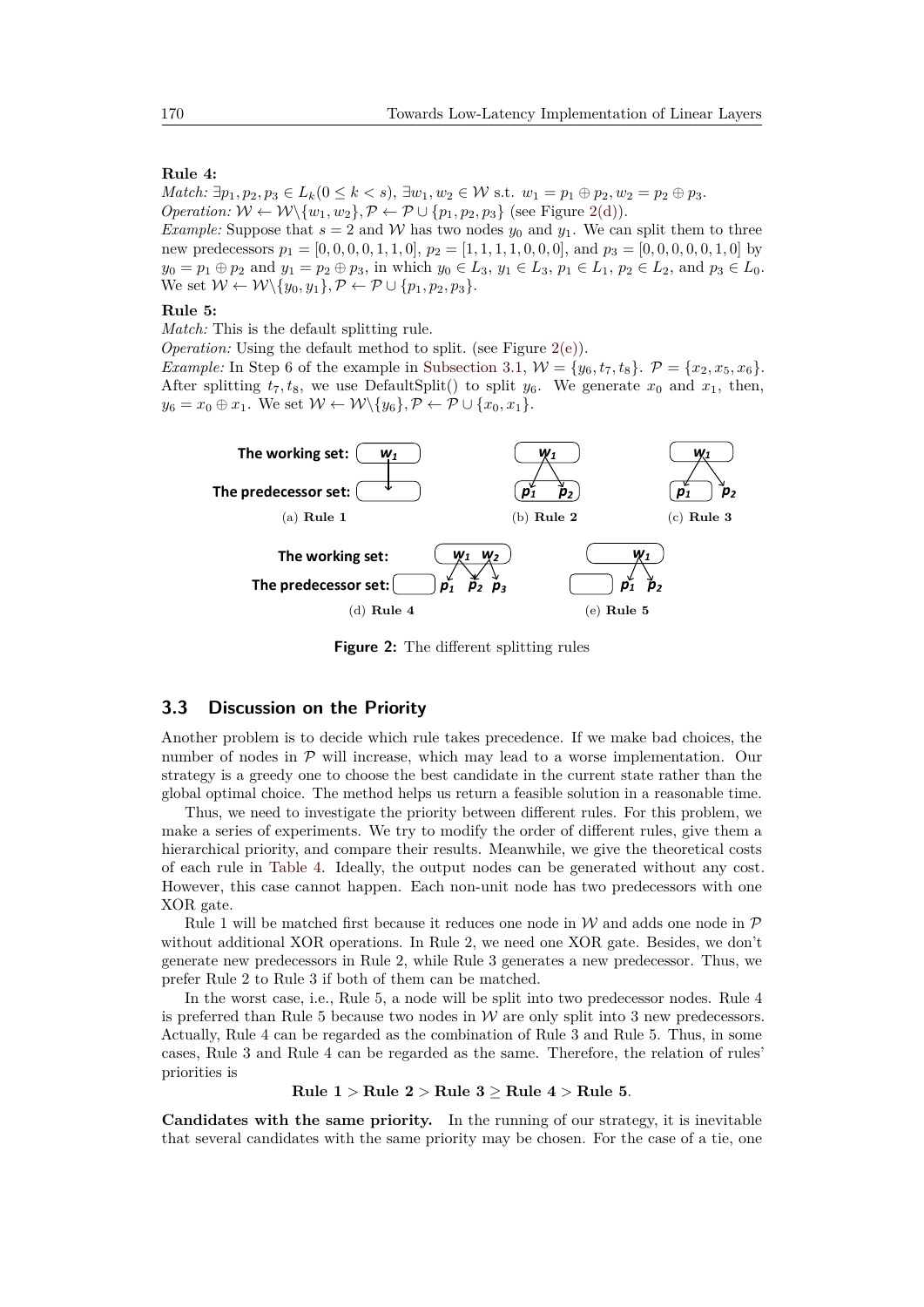**Rule 4:**

*Match:* $\exists p_1, p_2, p_3 \in L_k (0 \le k < s)$, $\exists w_1, w_2 \in \mathcal{W}$ s.t. $w_1 = p_1 \oplus p_2, w_2 = p_2 \oplus p_3$.
*Operation:* $\mathcal{W} \leftarrow \mathcal{W} \backslash \{w_1, w_2\}, \mathcal{P} \leftarrow \mathcal{P} \cup \{p_1, p_2, p_3\}$ (see Figure 2(d)).
*Example:* Suppose that $s = 2$ and $\mathcal{W}$ has two nodes $y_0$ and $y_1$. We can split them to three new predecessors $p_1 = [0, 0, 0, 0, 1, 1, 0]$, $p_2 = [1, 1, 1, 1, 0, 0, 0]$, and $p_3 = [0, 0, 0, 0, 0, 1, 0]$ by $y_0 = p_1 \oplus p_2$ and $y_1 = p_2 \oplus p_3$, in which $y_0 \in L_3$, $y_1 \in L_3$, $p_1 \in L_1$, $p_2 \in L_2$, and $p_3 \in L_0$. We set $\mathcal{W} \leftarrow \mathcal{W} \backslash \{y_0, y_1\}, \mathcal{P} \leftarrow \mathcal{P} \cup \{p_1, p_2, p_3\}$.

**Rule 5:**

*Match:* This is the default splitting rule.
*Operation:* Using the default method to split. (see Figure 2(e)).
*Example:* In Step 6 of the example in Subsection 3.1, $\mathcal{W} = \{y_6, t_7, t_8\}$. $\mathcal{P} = \{x_2, x_5, x_6\}$. After splitting $t_7, t_8$, we use DefaultSplit() to split $y_6$. We generate $x_0$ and $x_1$, then, $y_6 = x_0 \oplus x_1$. We set $\mathcal{W} \leftarrow \mathcal{W} \backslash \{y_6\}, \mathcal{P} \leftarrow \mathcal{P} \cup \{x_0, x_1\}$.

(a) **Rule 1** (b) **Rule 2** (c) **Rule 3** (d) **Rule 4** (e) **Rule 5**

**Figure 2:** The different splitting rules

## 3.3 Discussion on the Priority

Another problem is to decide which rule takes precedence. If we make bad choices, the number of nodes in $\mathcal{P}$ will increase, which may lead to a worse implementation. Our strategy is a greedy one to choose the best candidate in the current state rather than the global optimal choice. The method helps us return a feasible solution in a reasonable time.

Thus, we need to investigate the priority between different rules. For this problem, we make a series of experiments. We try to modify the order of different rules, give them a hierarchical priority, and compare their results. Meanwhile, we give the theoretical costs of each rule in Table 4. Ideally, the output nodes can be generated without any cost. However, this case cannot happen. Each non-unit node has two predecessors with one XOR gate.

Rule 1 will be matched first because it reduces one node in $\mathcal{W}$ and adds one node in $\mathcal{P}$ without additional XOR operations. In Rule 2, we need one XOR gate. Besides, we don't generate new predecessors in Rule 2, while Rule 3 generates a new predecessor. Thus, we prefer Rule 2 to Rule 3 if both of them can be matched.

In the worst case, i.e., Rule 5, a node will be split into two predecessor nodes. Rule 4 is preferred than Rule 5 because two nodes in $\mathcal{W}$ are only split into 3 new predecessors. Actually, Rule 4 can be regarded as the combination of Rule 3 and Rule 5. Thus, in some cases, Rule 3 and Rule 4 can be regarded as the same. Therefore, the relation of rules' priorities is

$$\textbf{Rule 1} > \textbf{Rule 2} > \textbf{Rule 3} \ge \textbf{Rule 4} > \textbf{Rule 5}.$$

**Candidates with the same priority.** In the running of our strategy, it is inevitable that several candidates with the same priority may be chosen. For the case of a tie, one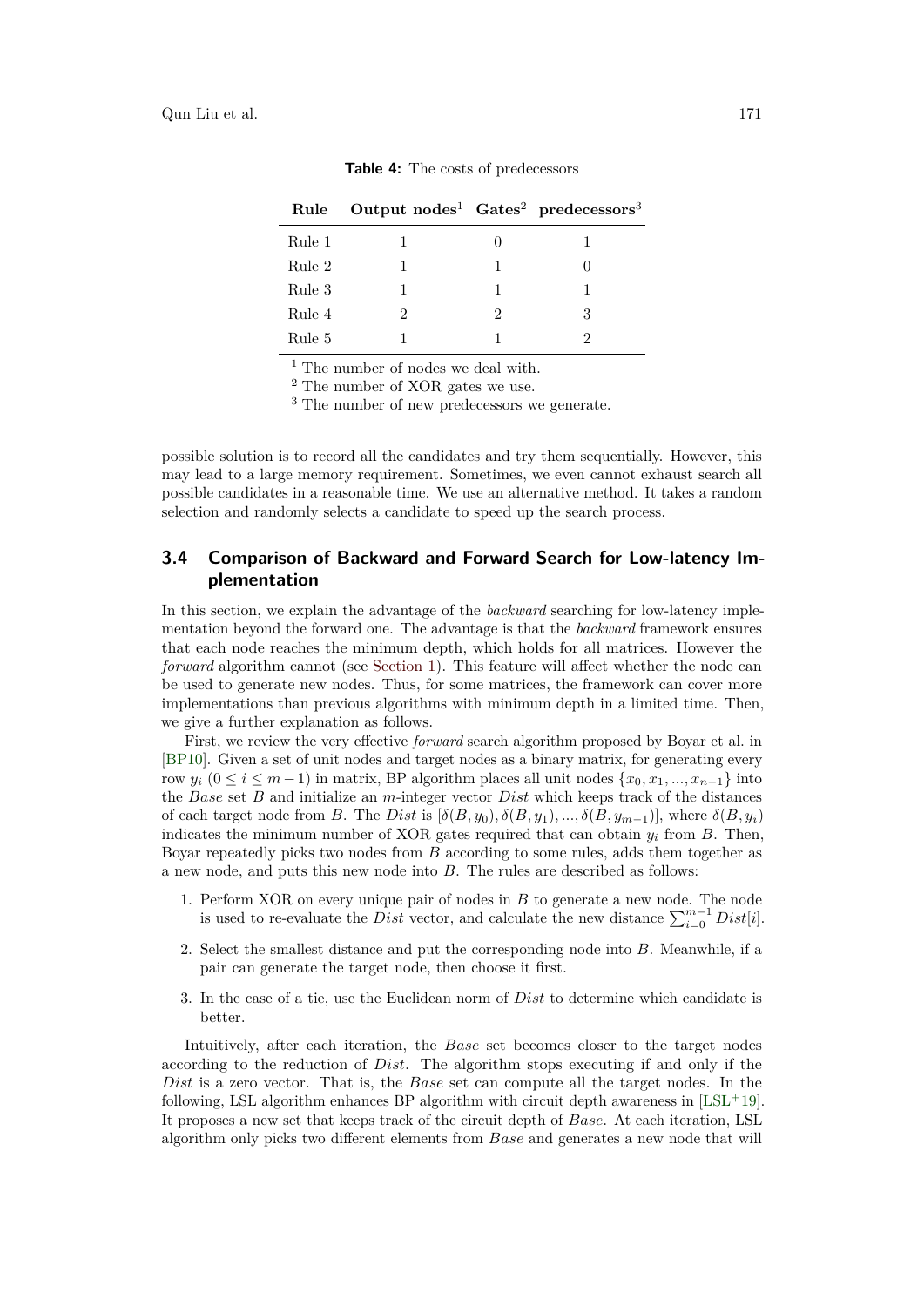**Table 4:** The costs of predecessors

| Rule | Output nodes[1] | Gates[2] | predecessors[3] |
|---|---|---|---|
| Rule 1 | 1 | 0 | 1 |
| Rule 2 | 1 | 1 | 0 |
| Rule 3 | 1 | 1 | 1 |
| Rule 4 | 2 | 2 | 3 |
| Rule 5 | 1 | 1 | 2 |

[1] The number of nodes we deal with.
[2] The number of XOR gates we use.
[3] The number of new predecessors we generate.

possible solution is to record all the candidates and try them sequentially. However, this may lead to a large memory requirement. Sometimes, we even cannot exhaust search all possible candidates in a reasonable time. We use an alternative method. It takes a random selection and randomly selects a candidate to speed up the search process.

## 3.4 Comparison of Backward and Forward Search for Low-latency Implementation

In this section, we explain the advantage of the *backward* searching for low-latency implementation beyond the forward one. The advantage is that the *backward* framework ensures that each node reaches the minimum depth, which holds for all matrices. However the *forward* algorithm cannot (see Section 1). This feature will affect whether the node can be used to generate new nodes. Thus, for some matrices, the framework can cover more implementations than previous algorithms with minimum depth in a limited time. Then, we give a further explanation as follows.

First, we review the very effective *forward* search algorithm proposed by Boyar et al. in [BP10]. Given a set of unit nodes and target nodes as a binary matrix, for generating every row $y_i$ $(0 \leq i \leq m-1)$ in matrix, BP algorithm places all unit nodes $\{x_0, x_1, ..., x_{n-1}\}$ into the *Base* set $B$ and initialize an $m$-integer vector $Dist$ which keeps track of the distances of each target node from $B$. The $Dist$ is $[\delta(B, y_0), \delta(B, y_1), ..., \delta(B, y_{m-1})]$, where $\delta(B, y_i)$ indicates the minimum number of XOR gates required that can obtain $y_i$ from $B$. Then, Boyar repeatedly picks two nodes from $B$ according to some rules, adds them together as a new node, and puts this new node into $B$. The rules are described as follows:

1. Perform XOR on every unique pair of nodes in $B$ to generate a new node. The node is used to re-evaluate the $Dist$ vector, and calculate the new distance $\sum_{i=0}^{m-1} Dist[i]$.
2. Select the smallest distance and put the corresponding node into $B$. Meanwhile, if a pair can generate the target node, then choose it first.
3. In the case of a tie, use the Euclidean norm of $Dist$ to determine which candidate is better.

Intuitively, after each iteration, the *Base* set becomes closer to the target nodes according to the reduction of $Dist$. The algorithm stops executing if and only if the $Dist$ is a zero vector. That is, the *Base* set can compute all the target nodes. In the following, LSL algorithm enhances BP algorithm with circuit depth awareness in [LSL+19]. It proposes a new set that keeps track of the circuit depth of *Base*. At each iteration, LSL algorithm only picks two different elements from *Base* and generates a new node that will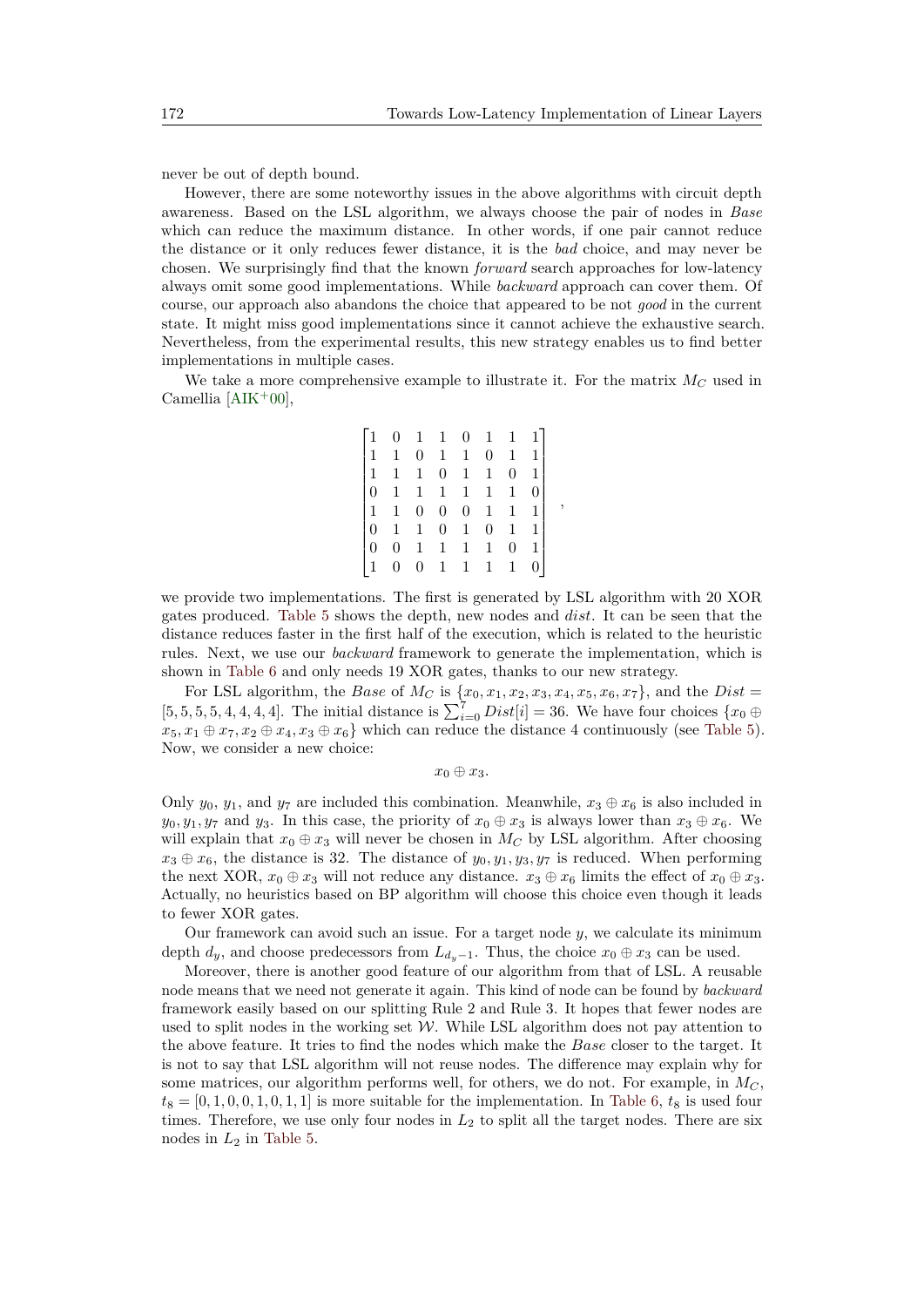never be out of depth bound.

However, there are some noteworthy issues in the above algorithms with circuit depth awareness. Based on the LSL algorithm, we always choose the pair of nodes in *Base* which can reduce the maximum distance. In other words, if one pair cannot reduce the distance or it only reduces fewer distance, it is the *bad* choice, and may never be chosen. We surprisingly find that the known *forward* search approaches for low-latency always omit some good implementations. While *backward* approach can cover them. Of course, our approach also abandons the choice that appeared to be not *good* in the current state. It might miss good implementations since it cannot achieve the exhaustive search. Nevertheless, from the experimental results, this new strategy enables us to find better implementations in multiple cases.

We take a more comprehensive example to illustrate it. For the matrix $M_C$ used in Camellia [AIK+00],

$$\begin{bmatrix}1&0&1&1&0&1&1&1\\1&1&0&1&1&0&1&1\\1&1&1&0&1&1&0&1\\0&1&1&1&1&1&1&0\\1&1&0&0&0&1&1&1\\0&1&1&0&1&0&1&1\\0&0&1&1&1&1&0&1\\1&0&0&1&1&1&1&0\end{bmatrix},$$

we provide two implementations. The first is generated by LSL algorithm with 20 XOR gates produced. Table 5 shows the depth, new nodes and *dist*. It can be seen that the distance reduces faster in the first half of the execution, which is related to the heuristic rules. Next, we use our *backward* framework to generate the implementation, which is shown in Table 6 and only needs 19 XOR gates, thanks to our new strategy.

For LSL algorithm, the *Base* of $M_C$ is $\{x_0, x_1, x_2, x_3, x_4, x_5, x_6, x_7\}$, and the $Dist = [5, 5, 5, 5, 4, 4, 4, 4]$. The initial distance is $\sum_{i=0}^{7} Dist[i] = 36$. We have four choices $\{x_0 \oplus x_5, x_1 \oplus x_7, x_2 \oplus x_4, x_3 \oplus x_6\}$ which can reduce the distance 4 continuously (see Table 5). Now, we consider a new choice:

$$x_0 \oplus x_3.$$

Only $y_0$, $y_1$, and $y_7$ are included this combination. Meanwhile, $x_3 \oplus x_6$ is also included in $y_0, y_1, y_7$ and $y_3$. In this case, the priority of $x_0 \oplus x_3$ is always lower than $x_3 \oplus x_6$. We will explain that $x_0 \oplus x_3$ will never be chosen in $M_C$ by LSL algorithm. After choosing $x_3 \oplus x_6$, the distance is 32. The distance of $y_0, y_1, y_3, y_7$ is reduced. When performing the next XOR, $x_0 \oplus x_3$ will not reduce any distance. $x_3 \oplus x_6$ limits the effect of $x_0 \oplus x_3$. Actually, no heuristics based on BP algorithm will choose this choice even though it leads to fewer XOR gates.

Our framework can avoid such an issue. For a target node $y$, we calculate its minimum depth $d_y$, and choose predecessors from $L_{d_y-1}$. Thus, the choice $x_0 \oplus x_3$ can be used.

Moreover, there is another good feature of our algorithm from that of LSL. A reusable node means that we need not generate it again. This kind of node can be found by *backward* framework easily based on our splitting Rule 2 and Rule 3. It hopes that fewer nodes are used to split nodes in the working set $\mathcal{W}$. While LSL algorithm does not pay attention to the above feature. It tries to find the nodes which make the *Base* closer to the target. It is not to say that LSL algorithm will not reuse nodes. The difference may explain why for some matrices, our algorithm performs well, for others, we do not. For example, in $M_C$, $t_8 = [0, 1, 0, 0, 1, 0, 1, 1]$ is more suitable for the implementation. In Table 6, $t_8$ is used four times. Therefore, we use only four nodes in $L_2$ to split all the target nodes. There are six nodes in $L_2$ in Table 5.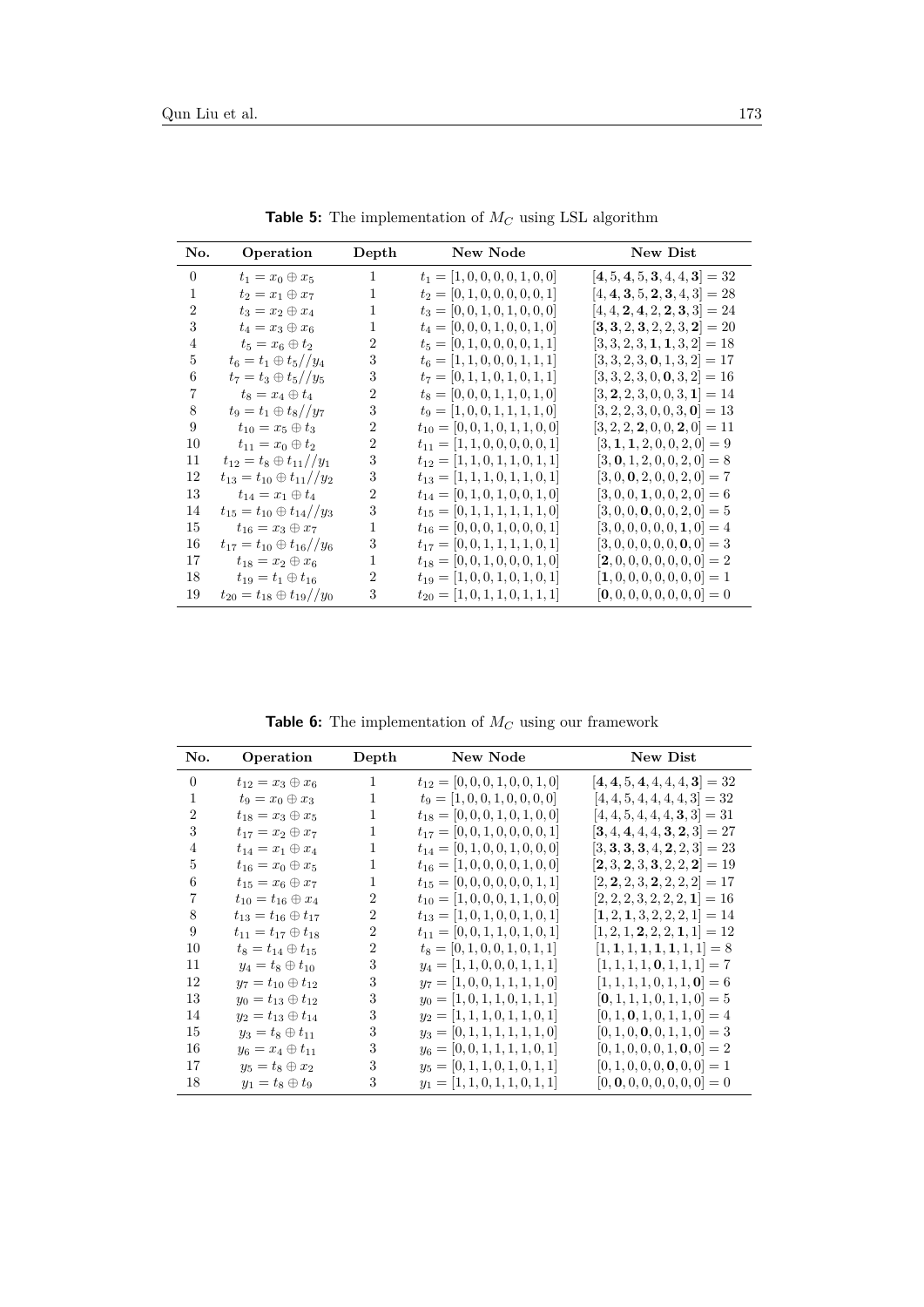**Table 5:** The implementation of $M_C$ using LSL algorithm

| No. | Operation | Depth | New Node | New Dist |
|---|---|---|---|---|
| 0 | $t_1 = x_0 \oplus x_5$ | 1 | $t_1 = [1,0,0,0,0,1,0,0]$ | $[\mathbf{4},5,\mathbf{4},5,\mathbf{3},4,4,\mathbf{3}] = 32$ |
| 1 | $t_2 = x_1 \oplus x_7$ | 1 | $t_2 = [0,1,0,0,0,0,0,1]$ | $[4,\mathbf{4},\mathbf{3},5,\mathbf{2},\mathbf{3},4,3] = 28$ |
| 2 | $t_3 = x_2 \oplus x_4$ | 1 | $t_3 = [0,0,1,0,1,0,0,0]$ | $[4,4,\mathbf{2},\mathbf{4},2,\mathbf{2},\mathbf{3},3] = 24$ |
| 3 | $t_4 = x_3 \oplus x_6$ | 1 | $t_4 = [0,0,0,1,0,0,1,0]$ | $[\mathbf{3},\mathbf{3},2,\mathbf{3},2,2,3,\mathbf{2}] = 20$ |
| 4 | $t_5 = x_6 \oplus t_2$ | 2 | $t_5 = [0,1,0,0,0,0,1,1]$ | $[3,3,2,3,\mathbf{1},\mathbf{1},3,2] = 18$ |
| 5 | $t_6 = t_1 \oplus t_5 // y_4$ | 3 | $t_6 = [1,1,0,0,0,1,1,1]$ | $[3,3,2,3,\mathbf{0},1,3,2] = 17$ |
| 6 | $t_7 = t_3 \oplus t_5 // y_5$ | 3 | $t_7 = [0,1,1,0,1,0,1,1]$ | $[3,3,2,3,0,\mathbf{0},3,2] = 16$ |
| 7 | $t_8 = x_4 \oplus t_4$ | 2 | $t_8 = [0,0,0,1,1,0,1,0]$ | $[3,\mathbf{2},2,3,0,0,3,\mathbf{1}] = 14$ |
| 8 | $t_9 = t_1 \oplus t_8 // y_7$ | 3 | $t_9 = [1,0,0,1,1,1,1,0]$ | $[3,2,2,3,0,0,3,\mathbf{0}] = 13$ |
| 9 | $t_{10} = x_5 \oplus t_3$ | 2 | $t_{10} = [0,0,1,0,1,1,0,0]$ | $[3,2,2,\mathbf{2},0,0,\mathbf{2},0] = 11$ |
| 10 | $t_{11} = x_0 \oplus t_2$ | 2 | $t_{11} = [1,1,0,0,0,0,0,1]$ | $[3,\mathbf{1},\mathbf{1},2,0,0,2,0] = 9$ |
| 11 | $t_{12} = t_8 \oplus t_{11} // y_1$ | 3 | $t_{12} = [1,1,0,1,1,0,1,1]$ | $[3,\mathbf{0},1,2,0,0,2,0] = 8$ |
| 12 | $t_{13} = t_{10} \oplus t_{11} // y_2$ | 3 | $t_{13} = [1,1,1,0,1,1,0,1]$ | $[3,0,\mathbf{0},2,0,0,2,0] = 7$ |
| 13 | $t_{14} = x_1 \oplus t_4$ | 2 | $t_{14} = [0,1,0,1,0,0,1,0]$ | $[3,0,0,\mathbf{1},0,0,2,0] = 6$ |
| 14 | $t_{15} = t_{10} \oplus t_{14} // y_3$ | 3 | $t_{15} = [0,1,1,1,1,1,1,0]$ | $[3,0,0,\mathbf{0},0,0,2,0] = 5$ |
| 15 | $t_{16} = x_3 \oplus x_7$ | 1 | $t_{16} = [0,0,0,1,0,0,0,1]$ | $[3,0,0,0,0,0,\mathbf{1},0] = 4$ |
| 16 | $t_{17} = t_{10} \oplus t_{16} // y_6$ | 3 | $t_{17} = [0,0,1,1,1,1,0,1]$ | $[3,0,0,0,0,0,\mathbf{0},0] = 3$ |
| 17 | $t_{18} = x_2 \oplus x_6$ | 1 | $t_{18} = [0,0,1,0,0,0,1,0]$ | $[\mathbf{2},0,0,0,0,0,0,0] = 2$ |
| 18 | $t_{19} = t_1 \oplus t_{16}$ | 2 | $t_{19} = [1,0,0,1,0,1,0,1]$ | $[\mathbf{1},0,0,0,0,0,0,0] = 1$ |
| 19 | $t_{20} = t_{18} \oplus t_{19} // y_0$ | 3 | $t_{20} = [1,0,1,1,0,1,1,1]$ | $[\mathbf{0},0,0,0,0,0,0,0] = 0$ |

**Table 6:** The implementation of $M_C$ using our framework

| No. | Operation | Depth | New Node | New Dist |
|---|---|---|---|---|
| 0 | $t_{12} = x_3 \oplus x_6$ | 1 | $t_{12} = [0,0,0,1,0,0,1,0]$ | $[\mathbf{4},\mathbf{4},5,\mathbf{4},4,4,4,\mathbf{3}] = 32$ |
| 1 | $t_9 = x_0 \oplus x_3$ | 1 | $t_9 = [1,0,0,1,0,0,0,0]$ | $[4,4,5,4,4,4,4,3] = 32$ |
| 2 | $t_{18} = x_3 \oplus x_5$ | 1 | $t_{18} = [0,0,0,1,0,1,0,0]$ | $[4,4,5,4,4,4,\mathbf{3},3] = 31$ |
| 3 | $t_{17} = x_2 \oplus x_7$ | 1 | $t_{17} = [0,0,1,0,0,0,0,1]$ | $[\mathbf{3},4,\mathbf{4},4,4,\mathbf{3},\mathbf{2},3] = 27$ |
| 4 | $t_{14} = x_1 \oplus x_4$ | 1 | $t_{14} = [0,1,0,0,1,0,0,0]$ | $[3,\mathbf{3},\mathbf{3},\mathbf{3},4,\mathbf{2},2,3] = 23$ |
| 5 | $t_{16} = x_0 \oplus x_5$ | 1 | $t_{16} = [1,0,0,0,0,1,0,0]$ | $[\mathbf{2},3,\mathbf{2},3,\mathbf{3},2,2,\mathbf{2}] = 19$ |
| 6 | $t_{15} = x_6 \oplus x_7$ | 1 | $t_{15} = [0,0,0,0,0,0,1,1]$ | $[2,\mathbf{2},2,3,\mathbf{2},2,2,2] = 17$ |
| 7 | $t_{10} = t_{16} \oplus x_4$ | 2 | $t_{10} = [1,0,0,0,1,1,0,0]$ | $[2,2,2,3,2,2,2,\mathbf{1}] = 16$ |
| 8 | $t_{13} = t_{16} \oplus t_{17}$ | 2 | $t_{13} = [1,0,1,0,0,1,0,1]$ | $[\mathbf{1},2,\mathbf{1},3,2,2,2,1] = 14$ |
| 9 | $t_{11} = t_{17} \oplus t_{18}$ | 2 | $t_{11} = [0,0,1,1,0,1,0,1]$ | $[1,2,1,\mathbf{2},2,2,\mathbf{1},1] = 12$ |
| 10 | $t_8 = t_{14} \oplus t_{15}$ | 2 | $t_8 = [0,1,0,0,1,0,1,1]$ | $[1,\mathbf{1},1,\mathbf{1},\mathbf{1},\mathbf{1},1,1] = 8$ |
| 11 | $y_4 = t_8 \oplus t_{10}$ | 3 | $y_4 = [1,1,0,0,0,1,1,1]$ | $[1,1,1,1,\mathbf{0},1,1,1] = 7$ |
| 12 | $y_7 = t_{10} \oplus t_{12}$ | 3 | $y_7 = [1,0,0,1,1,1,1,0]$ | $[1,1,1,1,0,1,1,\mathbf{0}] = 6$ |
| 13 | $y_0 = t_{13} \oplus t_{12}$ | 3 | $y_0 = [1,0,1,1,0,1,1,1]$ | $[\mathbf{0},1,1,1,0,1,1,0] = 5$ |
| 14 | $y_2 = t_{13} \oplus t_{14}$ | 3 | $y_2 = [1,1,1,0,1,1,0,1]$ | $[0,1,\mathbf{0},1,0,1,1,0] = 4$ |
| 15 | $y_3 = t_8 \oplus t_{11}$ | 3 | $y_3 = [0,1,1,1,1,1,1,0]$ | $[0,1,0,\mathbf{0},0,1,1,0] = 3$ |
| 16 | $y_6 = x_4 \oplus t_{11}$ | 3 | $y_6 = [0,0,1,1,1,1,0,1]$ | $[0,1,0,0,0,1,\mathbf{0},0] = 2$ |
| 17 | $y_5 = t_8 \oplus x_2$ | 3 | $y_5 = [0,1,1,0,1,0,1,1]$ | $[0,1,0,0,0,\mathbf{0},0,0] = 1$ |
| 18 | $y_1 = t_8 \oplus t_9$ | 3 | $y_1 = [1,1,0,1,1,0,1,1]$ | $[0,\mathbf{0},0,0,0,0,0,0] = 0$ |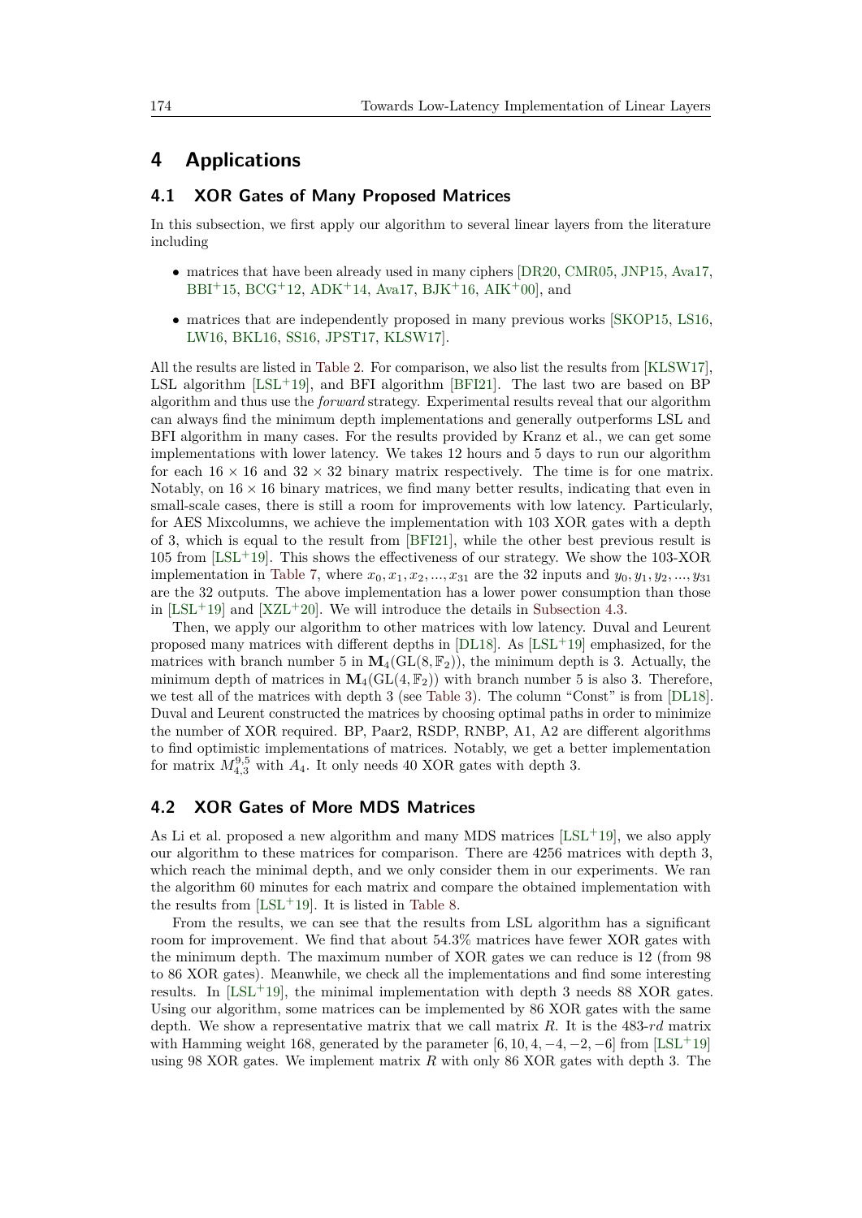# 4 Applications

## 4.1 XOR Gates of Many Proposed Matrices

In this subsection, we first apply our algorithm to several linear layers from the literature including

- matrices that have been already used in many ciphers [DR20, CMR05, JNP15, Ava17, BBI+15, BCG+12, ADK+14, Ava17, BJK+16, AIK+00], and
- matrices that are independently proposed in many previous works [SKOP15, LS16, LW16, BKL16, SS16, JPST17, KLSW17].

All the results are listed in Table 2. For comparison, we also list the results from [KLSW17], LSL algorithm [LSL+19], and BFI algorithm [BFI21]. The last two are based on BP algorithm and thus use the *forward* strategy. Experimental results reveal that our algorithm can always find the minimum depth implementations and generally outperforms LSL and BFI algorithm in many cases. For the results provided by Kranz et al., we can get some implementations with lower latency. We takes 12 hours and 5 days to run our algorithm for each $16 \times 16$ and $32 \times 32$ binary matrix respectively. The time is for one matrix. Notably, on $16 \times 16$ binary matrices, we find many better results, indicating that even in small-scale cases, there is still a room for improvements with low latency. Particularly, for AES Mixcolumns, we achieve the implementation with 103 XOR gates with a depth of 3, which is equal to the result from [BFI21], while the other best previous result is 105 from [LSL+19]. This shows the effectiveness of our strategy. We show the 103-XOR implementation in Table 7, where $x_0, x_1, x_2, ..., x_{31}$ are the 32 inputs and $y_0, y_1, y_2, ..., y_{31}$ are the 32 outputs. The above implementation has a lower power consumption than those in [LSL+19] and [XZL+20]. We will introduce the details in Subsection 4.3.

Then, we apply our algorithm to other matrices with low latency. Duval and Leurent proposed many matrices with different depths in [DL18]. As [LSL+19] emphasized, for the matrices with branch number 5 in $\mathbf{M}_4(\mathrm{GL}(8, \mathbb{F}_2))$, the minimum depth is 3. Actually, the minimum depth of matrices in $\mathbf{M}_4(\mathrm{GL}(4, \mathbb{F}_2))$ with branch number 5 is also 3. Therefore, we test all of the matrices with depth 3 (see Table 3). The column "Const" is from [DL18]. Duval and Leurent constructed the matrices by choosing optimal paths in order to minimize the number of XOR required. BP, Paar2, RSDP, RNBP, A1, A2 are different algorithms to find optimistic implementations of matrices. Notably, we get a better implementation for matrix $M_{4,3}^{9,5}$ with $A_4$. It only needs 40 XOR gates with depth 3.

## 4.2 XOR Gates of More MDS Matrices

As Li et al. proposed a new algorithm and many MDS matrices [LSL+19], we also apply our algorithm to these matrices for comparison. There are 4256 matrices with depth 3, which reach the minimal depth, and we only consider them in our experiments. We ran the algorithm 60 minutes for each matrix and compare the obtained implementation with the results from [LSL+19]. It is listed in Table 8.

From the results, we can see that the results from LSL algorithm has a significant room for improvement. We find that about 54.3% matrices have fewer XOR gates with the minimum depth. The maximum number of XOR gates we can reduce is 12 (from 98 to 86 XOR gates). Meanwhile, we check all the implementations and find some interesting results. In [LSL+19], the minimal implementation with depth 3 needs 88 XOR gates. Using our algorithm, some matrices can be implemented by 86 XOR gates with the same depth. We show a representative matrix that we call matrix $R$. It is the 483-*rd* matrix with Hamming weight 168, generated by the parameter $[6, 10, 4, -4, -2, -6]$ from [LSL+19] using 98 XOR gates. We implement matrix $R$ with only 86 XOR gates with depth 3. The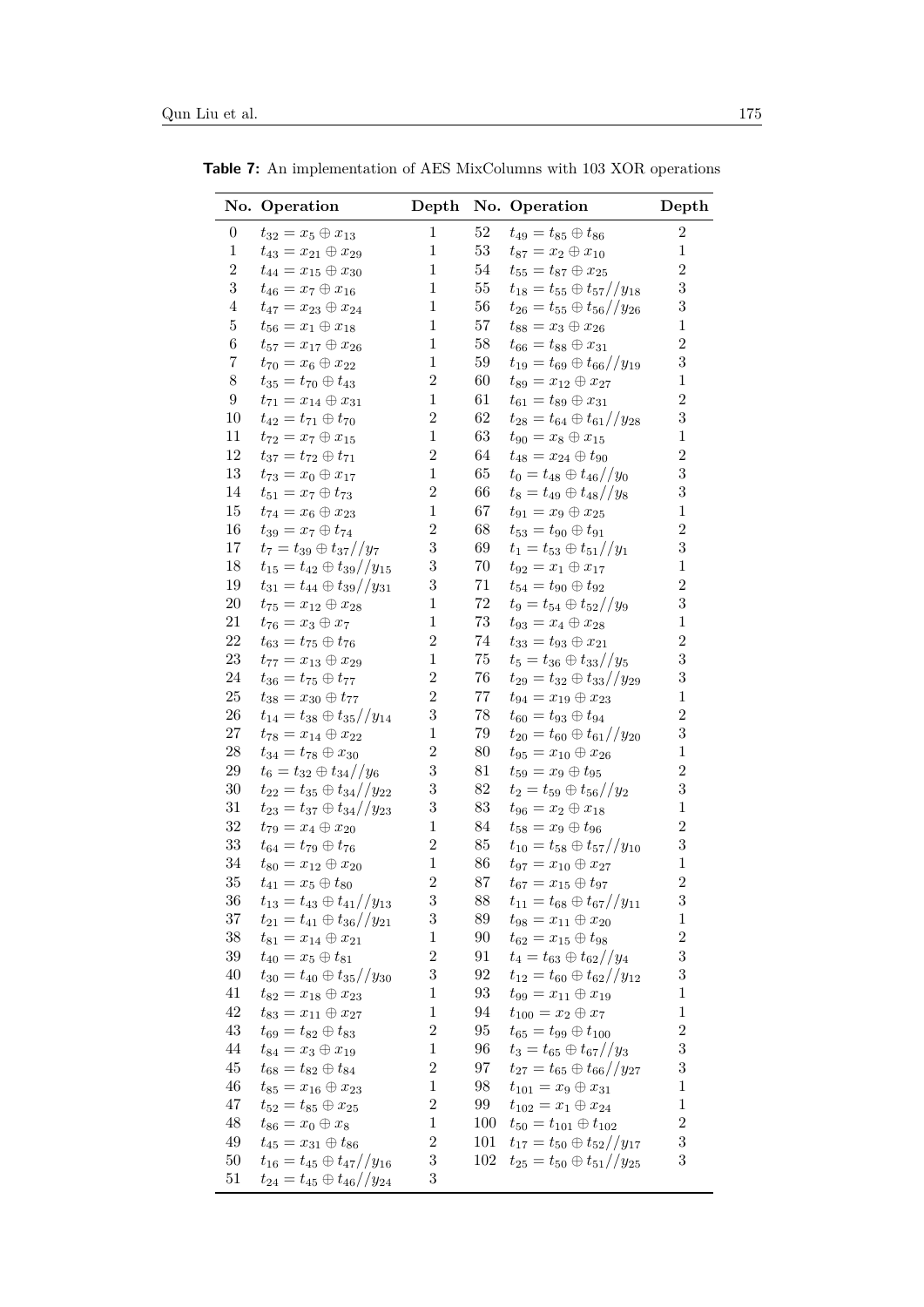**Table 7:** An implementation of AES MixColumns with 103 XOR operations

| No. | Operation | Depth | No. | Operation | Depth |
|---|---|---|---|---|---|
| 0 | $t_{32} = x_5 \oplus x_{13}$ | 1 | 52 | $t_{49} = t_{85} \oplus t_{86}$ | 2 |
| 1 | $t_{43} = x_{21} \oplus x_{29}$ | 1 | 53 | $t_{87} = x_2 \oplus x_{10}$ | 1 |
| 2 | $t_{44} = x_{15} \oplus x_{30}$ | 1 | 54 | $t_{55} = t_{87} \oplus x_{25}$ | 2 |
| 3 | $t_{46} = x_7 \oplus x_{16}$ | 1 | 55 | $t_{18} = t_{55} \oplus t_{57} // y_{18}$ | 3 |
| 4 | $t_{47} = x_{23} \oplus x_{24}$ | 1 | 56 | $t_{26} = t_{55} \oplus t_{56} // y_{26}$ | 3 |
| 5 | $t_{56} = x_1 \oplus x_{18}$ | 1 | 57 | $t_{88} = x_3 \oplus x_{26}$ | 1 |
| 6 | $t_{57} = x_{17} \oplus x_{26}$ | 1 | 58 | $t_{66} = t_{88} \oplus x_{31}$ | 2 |
| 7 | $t_{70} = x_6 \oplus x_{22}$ | 1 | 59 | $t_{19} = t_{69} \oplus t_{66} // y_{19}$ | 3 |
| 8 | $t_{35} = t_{70} \oplus t_{43}$ | 2 | 60 | $t_{89} = x_{12} \oplus x_{27}$ | 1 |
| 9 | $t_{71} = x_{14} \oplus x_{31}$ | 1 | 61 | $t_{61} = t_{89} \oplus x_{31}$ | 2 |
| 10 | $t_{42} = t_{71} \oplus t_{70}$ | 2 | 62 | $t_{28} = t_{64} \oplus t_{61} // y_{28}$ | 3 |
| 11 | $t_{72} = x_7 \oplus x_{15}$ | 1 | 63 | $t_{90} = x_8 \oplus x_{15}$ | 1 |
| 12 | $t_{37} = t_{72} \oplus t_{71}$ | 2 | 64 | $t_{48} = x_{24} \oplus t_{90}$ | 2 |
| 13 | $t_{73} = x_0 \oplus x_{17}$ | 1 | 65 | $t_0 = t_{48} \oplus t_{46} // y_0$ | 3 |
| 14 | $t_{51} = x_7 \oplus t_{73}$ | 2 | 66 | $t_8 = t_{49} \oplus t_{48} // y_8$ | 3 |
| 15 | $t_{74} = x_6 \oplus x_{23}$ | 1 | 67 | $t_{91} = x_9 \oplus x_{25}$ | 1 |
| 16 | $t_{39} = x_7 \oplus t_{74}$ | 2 | 68 | $t_{53} = t_{90} \oplus t_{91}$ | 2 |
| 17 | $t_7 = t_{39} \oplus t_{37} // y_7$ | 3 | 69 | $t_1 = t_{53} \oplus t_{51} // y_1$ | 3 |
| 18 | $t_{15} = t_{42} \oplus t_{39} // y_{15}$ | 3 | 70 | $t_{92} = x_1 \oplus x_{17}$ | 1 |
| 19 | $t_{31} = t_{44} \oplus t_{39} // y_{31}$ | 3 | 71 | $t_{54} = t_{90} \oplus t_{92}$ | 2 |
| 20 | $t_{75} = x_{12} \oplus x_{28}$ | 1 | 72 | $t_9 = t_{54} \oplus t_{52} // y_9$ | 3 |
| 21 | $t_{76} = x_3 \oplus x_7$ | 1 | 73 | $t_{93} = x_4 \oplus x_{28}$ | 1 |
| 22 | $t_{63} = t_{75} \oplus t_{76}$ | 2 | 74 | $t_{33} = t_{93} \oplus x_{21}$ | 2 |
| 23 | $t_{77} = x_{13} \oplus x_{29}$ | 1 | 75 | $t_5 = t_{36} \oplus t_{33} // y_5$ | 3 |
| 24 | $t_{36} = t_{75} \oplus t_{77}$ | 2 | 76 | $t_{29} = t_{32} \oplus t_{33} // y_{29}$ | 3 |
| 25 | $t_{38} = x_{30} \oplus t_{77}$ | 2 | 77 | $t_{94} = x_{19} \oplus x_{23}$ | 1 |
| 26 | $t_{14} = t_{38} \oplus t_{35} // y_{14}$ | 3 | 78 | $t_{60} = t_{93} \oplus t_{94}$ | 2 |
| 27 | $t_{78} = x_{14} \oplus x_{22}$ | 1 | 79 | $t_{20} = t_{60} \oplus t_{61} // y_{20}$ | 3 |
| 28 | $t_{34} = t_{78} \oplus x_{30}$ | 2 | 80 | $t_{95} = x_{10} \oplus x_{26}$ | 1 |
| 29 | $t_6 = t_{32} \oplus t_{34} // y_6$ | 3 | 81 | $t_{59} = x_9 \oplus t_{95}$ | 2 |
| 30 | $t_{22} = t_{35} \oplus t_{34} // y_{22}$ | 3 | 82 | $t_2 = t_{59} \oplus t_{56} // y_2$ | 3 |
| 31 | $t_{23} = t_{37} \oplus t_{34} // y_{23}$ | 3 | 83 | $t_{96} = x_2 \oplus x_{18}$ | 1 |
| 32 | $t_{79} = x_4 \oplus x_{20}$ | 1 | 84 | $t_{58} = x_9 \oplus t_{96}$ | 2 |
| 33 | $t_{64} = t_{79} \oplus t_{76}$ | 2 | 85 | $t_{10} = t_{58} \oplus t_{57} // y_{10}$ | 3 |
| 34 | $t_{80} = x_{12} \oplus x_{20}$ | 1 | 86 | $t_{97} = x_{10} \oplus x_{27}$ | 1 |
| 35 | $t_{41} = x_5 \oplus t_{80}$ | 2 | 87 | $t_{67} = x_{15} \oplus t_{97}$ | 2 |
| 36 | $t_{13} = t_{43} \oplus t_{41} // y_{13}$ | 3 | 88 | $t_{11} = t_{68} \oplus t_{67} // y_{11}$ | 3 |
| 37 | $t_{21} = t_{41} \oplus t_{36} // y_{21}$ | 3 | 89 | $t_{98} = x_{11} \oplus x_{20}$ | 1 |
| 38 | $t_{81} = x_{14} \oplus x_{21}$ | 1 | 90 | $t_{62} = x_{15} \oplus t_{98}$ | 2 |
| 39 | $t_{40} = x_5 \oplus t_{81}$ | 2 | 91 | $t_4 = t_{63} \oplus t_{62} // y_4$ | 3 |
| 40 | $t_{30} = t_{40} \oplus t_{35} // y_{30}$ | 3 | 92 | $t_{12} = t_{60} \oplus t_{62} // y_{12}$ | 3 |
| 41 | $t_{82} = x_{18} \oplus x_{23}$ | 1 | 93 | $t_{99} = x_{11} \oplus x_{19}$ | 1 |
| 42 | $t_{83} = x_{11} \oplus x_{27}$ | 1 | 94 | $t_{100} = x_2 \oplus x_7$ | 1 |
| 43 | $t_{69} = t_{82} \oplus t_{83}$ | 2 | 95 | $t_{65} = t_{99} \oplus t_{100}$ | 2 |
| 44 | $t_{84} = x_3 \oplus x_{19}$ | 1 | 96 | $t_3 = t_{65} \oplus t_{67} // y_3$ | 3 |
| 45 | $t_{68} = t_{82} \oplus t_{84}$ | 2 | 97 | $t_{27} = t_{65} \oplus t_{66} // y_{27}$ | 3 |
| 46 | $t_{85} = x_{16} \oplus x_{23}$ | 1 | 98 | $t_{101} = x_9 \oplus x_{31}$ | 1 |
| 47 | $t_{52} = t_{85} \oplus x_{25}$ | 2 | 99 | $t_{102} = x_1 \oplus x_{24}$ | 1 |
| 48 | $t_{86} = x_0 \oplus x_8$ | 1 | 100 | $t_{50} = t_{101} \oplus t_{102}$ | 2 |
| 49 | $t_{45} = x_{31} \oplus t_{86}$ | 2 | 101 | $t_{17} = t_{50} \oplus t_{52} // y_{17}$ | 3 |
| 50 | $t_{16} = t_{45} \oplus t_{47} // y_{16}$ | 3 | 102 | $t_{25} = t_{50} \oplus t_{51} // y_{25}$ | 3 |
| 51 | $t_{24} = t_{45} \oplus t_{46} // y_{24}$ | 3 | | | |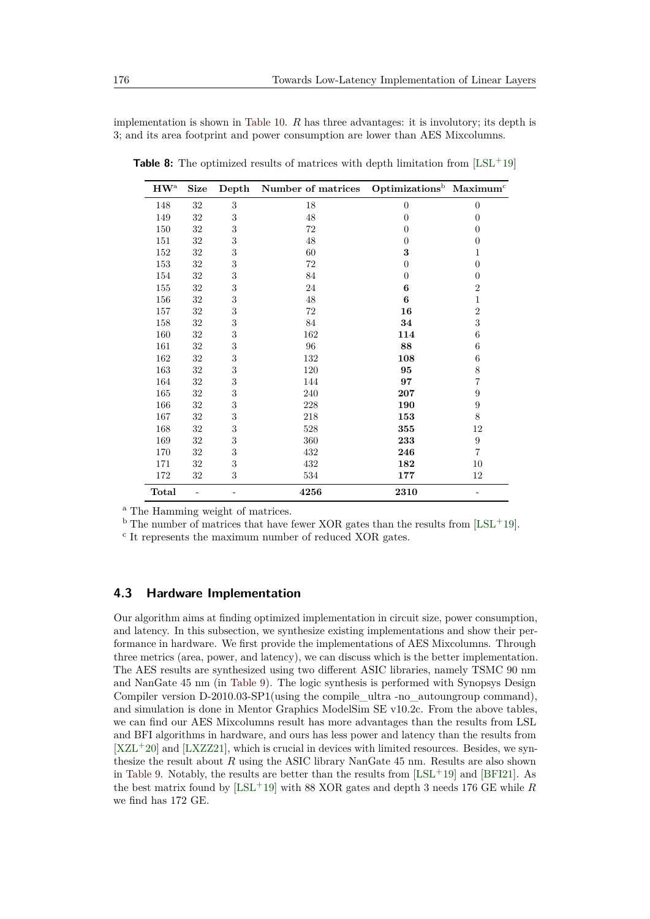implementation is shown in Table 10. $R$ has three advantages: it is involutory; its depth is 3; and its area footprint and power consumption are lower than AES Mixcolumns.

**Table 8:** The optimized results of matrices with depth limitation from [LSL+19]

| HW[a] | Size | Depth | Number of matrices | Optimizations[b] | Maximum[c] |
|---|---|---|---|---|---|
| 148 | 32 | 3 | 18 | 0 | 0 |
| 149 | 32 | 3 | 48 | 0 | 0 |
| 150 | 32 | 3 | 72 | 0 | 0 |
| 151 | 32 | 3 | 48 | 0 | 0 |
| 152 | 32 | 3 | 60 | **3** | 1 |
| 153 | 32 | 3 | 72 | 0 | 0 |
| 154 | 32 | 3 | 84 | 0 | 0 |
| 155 | 32 | 3 | 24 | **6** | 2 |
| 156 | 32 | 3 | 48 | **6** | 1 |
| 157 | 32 | 3 | 72 | **16** | 2 |
| 158 | 32 | 3 | 84 | **34** | 3 |
| 160 | 32 | 3 | 162 | **114** | 6 |
| 161 | 32 | 3 | 96 | **88** | 6 |
| 162 | 32 | 3 | 132 | **108** | 6 |
| 163 | 32 | 3 | 120 | **95** | 8 |
| 164 | 32 | 3 | 144 | **97** | 7 |
| 165 | 32 | 3 | 240 | **207** | 9 |
| 166 | 32 | 3 | 228 | **190** | 9 |
| 167 | 32 | 3 | 218 | **153** | 8 |
| 168 | 32 | 3 | 528 | **355** | 12 |
| 169 | 32 | 3 | 360 | **233** | 9 |
| 170 | 32 | 3 | 432 | **246** | 7 |
| 171 | 32 | 3 | 432 | **182** | 10 |
| 172 | 32 | 3 | 534 | **177** | 12 |
| **Total** | - | - | **4256** | **2310** | - |

[a] The Hamming weight of matrices.
[b] The number of matrices that have fewer XOR gates than the results from [LSL+19].
[c] It represents the maximum number of reduced XOR gates.

### 4.3 Hardware Implementation

Our algorithm aims at finding optimized implementation in circuit size, power consumption, and latency. In this subsection, we synthesize existing implementations and show their performance in hardware. We first provide the implementations of AES Mixcolumns. Through three metrics (area, power, and latency), we can discuss which is the better implementation. The AES results are synthesized using two different ASIC libraries, namely TSMC 90 nm and NanGate 45 nm (in Table 9). The logic synthesis is performed with Synopsys Design Compiler version D-2010.03-SP1(using the compile_ultra -no_autoungroup command), and simulation is done in Mentor Graphics ModelSim SE v10.2c. From the above tables, we can find our AES Mixcolumns result has more advantages than the results from LSL and BFI algorithms in hardware, and ours has less power and latency than the results from [XZL+20] and [LXZZ21], which is crucial in devices with limited resources. Besides, we synthesize the result about $R$ using the ASIC library NanGate 45 nm. Results are also shown in Table 9. Notably, the results are better than the results from [LSL+19] and [BFI21]. As the best matrix found by [LSL+19] with 88 XOR gates and depth 3 needs 176 GE while $R$ we find has 172 GE.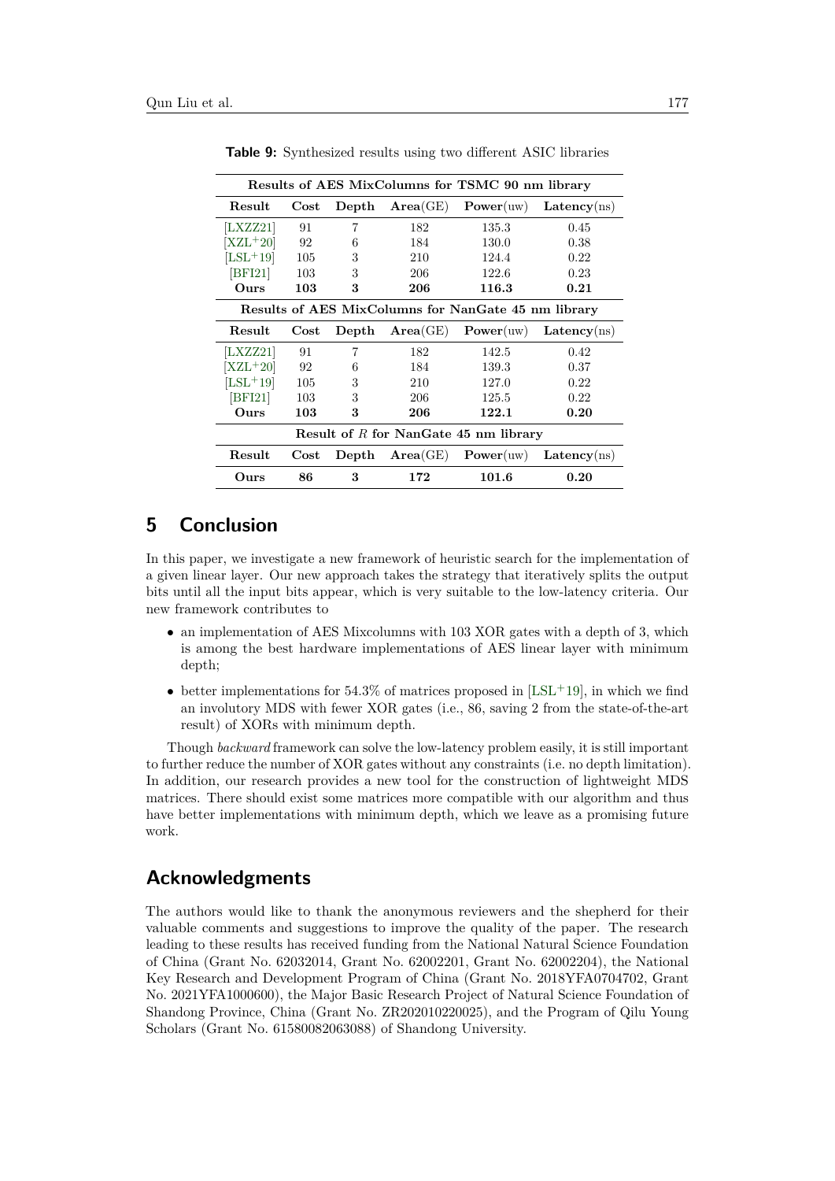**Table 9:** Synthesized results using two different ASIC libraries

| Results of AES MixColumns for TSMC 90 nm library | | | | | |
|---|---|---|---|---|---|
| **Result** | **Cost** | **Depth** | **Area**(GE) | **Power**(uw) | **Latency**(ns) |
| [LXZZ21] | 91 | 7 | 182 | 135.3 | 0.45 |
| [XZL+20] | 92 | 6 | 184 | 130.0 | 0.38 |
| [LSL+19] | 105 | 3 | 210 | 124.4 | 0.22 |
| [BFI21] | 103 | 3 | 206 | 122.6 | 0.23 |
| **Ours** | **103** | **3** | **206** | **116.3** | **0.21** |
| **Results of AES MixColumns for NanGate 45 nm library** | | | | | |
| **Result** | **Cost** | **Depth** | **Area**(GE) | **Power**(uw) | **Latency**(ns) |
| [LXZZ21] | 91 | 7 | 182 | 142.5 | 0.42 |
| [XZL+20] | 92 | 6 | 184 | 139.3 | 0.37 |
| [LSL+19] | 105 | 3 | 210 | 127.0 | 0.22 |
| [BFI21] | 103 | 3 | 206 | 125.5 | 0.22 |
| **Ours** | **103** | **3** | **206** | **122.1** | **0.20** |
| **Result of $R$ for NanGate 45 nm library** | | | | | |
| **Result** | **Cost** | **Depth** | **Area**(GE) | **Power**(uw) | **Latency**(ns) |
| **Ours** | **86** | **3** | **172** | **101.6** | **0.20** |

## 5 Conclusion

In this paper, we investigate a new framework of heuristic search for the implementation of a given linear layer. Our new approach takes the strategy that iteratively splits the output bits until all the input bits appear, which is very suitable to the low-latency criteria. Our new framework contributes to

- an implementation of AES Mixcolumns with 103 XOR gates with a depth of 3, which is among the best hardware implementations of AES linear layer with minimum depth;
- better implementations for 54.3% of matrices proposed in [LSL+19], in which we find an involutory MDS with fewer XOR gates (i.e., 86, saving 2 from the state-of-the-art result) of XORs with minimum depth.

Though *backward* framework can solve the low-latency problem easily, it is still important to further reduce the number of XOR gates without any constraints (i.e. no depth limitation). In addition, our research provides a new tool for the construction of lightweight MDS matrices. There should exist some matrices more compatible with our algorithm and thus have better implementations with minimum depth, which we leave as a promising future work.

## Acknowledgments

The authors would like to thank the anonymous reviewers and the shepherd for their valuable comments and suggestions to improve the quality of the paper. The research leading to these results has received funding from the National Natural Science Foundation of China (Grant No. 62032014, Grant No. 62002201, Grant No. 62002204), the National Key Research and Development Program of China (Grant No. 2018YFA0704702, Grant No. 2021YFA1000600), the Major Basic Research Project of Natural Science Foundation of Shandong Province, China (Grant No. ZR202010220025), and the Program of Qilu Young Scholars (Grant No. 61580082063088) of Shandong University.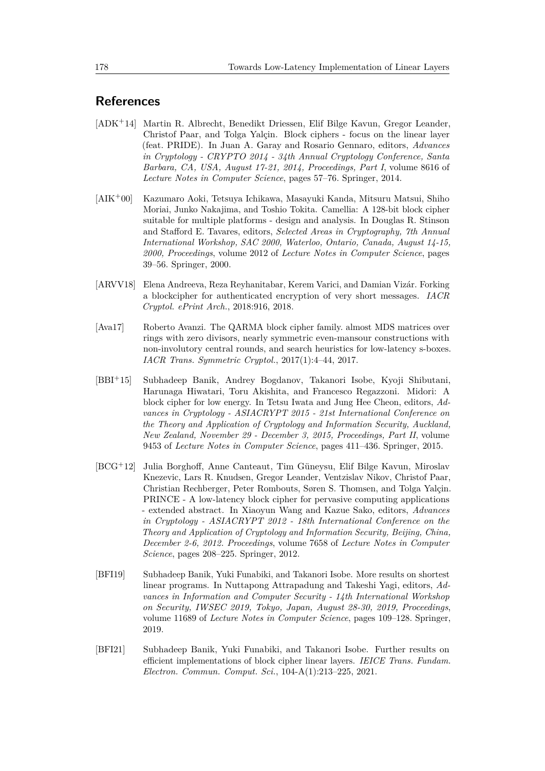## References

[ADK$^+$14] Martin R. Albrecht, Benedikt Driessen, Elif Bilge Kavun, Gregor Leander, Christof Paar, and Tolga Yalçin. Block ciphers - focus on the linear layer (feat. PRIDE). In Juan A. Garay and Rosario Gennaro, editors, *Advances in Cryptology - CRYPTO 2014 - 34th Annual Cryptology Conference, Santa Barbara, CA, USA, August 17-21, 2014, Proceedings, Part I*, volume 8616 of *Lecture Notes in Computer Science*, pages 57–76. Springer, 2014.

[AIK$^+$00] Kazumaro Aoki, Tetsuya Ichikawa, Masayuki Kanda, Mitsuru Matsui, Shiho Moriai, Junko Nakajima, and Toshio Tokita. Camellia: A 128-bit block cipher suitable for multiple platforms - design and analysis. In Douglas R. Stinson and Stafford E. Tavares, editors, *Selected Areas in Cryptography, 7th Annual International Workshop, SAC 2000, Waterloo, Ontario, Canada, August 14-15, 2000, Proceedings*, volume 2012 of *Lecture Notes in Computer Science*, pages 39–56. Springer, 2000.

[ARVV18] Elena Andreeva, Reza Reyhanitabar, Kerem Varici, and Damian Vizár. Forking a blockcipher for authenticated encryption of very short messages. *IACR Cryptol. ePrint Arch.*, 2018:916, 2018.

[Ava17] Roberto Avanzi. The QARMA block cipher family. almost MDS matrices over rings with zero divisors, nearly symmetric even-mansour constructions with non-involutory central rounds, and search heuristics for low-latency s-boxes. *IACR Trans. Symmetric Cryptol.*, 2017(1):4–44, 2017.

[BBI$^+$15] Subhadeep Banik, Andrey Bogdanov, Takanori Isobe, Kyoji Shibutani, Harunaga Hiwatari, Toru Akishita, and Francesco Regazzoni. Midori: A block cipher for low energy. In Tetsu Iwata and Jung Hee Cheon, editors, *Advances in Cryptology - ASIACRYPT 2015 - 21st International Conference on the Theory and Application of Cryptology and Information Security, Auckland, New Zealand, November 29 - December 3, 2015, Proceedings, Part II*, volume 9453 of *Lecture Notes in Computer Science*, pages 411–436. Springer, 2015.

[BCG$^+$12] Julia Borghoff, Anne Canteaut, Tim Güneysu, Elif Bilge Kavun, Miroslav Knezevic, Lars R. Knudsen, Gregor Leander, Ventzislav Nikov, Christof Paar, Christian Rechberger, Peter Rombouts, Søren S. Thomsen, and Tolga Yalçin. PRINCE - A low-latency block cipher for pervasive computing applications - extended abstract. In Xiaoyun Wang and Kazue Sako, editors, *Advances in Cryptology - ASIACRYPT 2012 - 18th International Conference on the Theory and Application of Cryptology and Information Security, Beijing, China, December 2-6, 2012. Proceedings*, volume 7658 of *Lecture Notes in Computer Science*, pages 208–225. Springer, 2012.

[BFI19] Subhadeep Banik, Yuki Funabiki, and Takanori Isobe. More results on shortest linear programs. In Nuttapong Attrapadung and Takeshi Yagi, editors, *Advances in Information and Computer Security - 14th International Workshop on Security, IWSEC 2019, Tokyo, Japan, August 28-30, 2019, Proceedings*, volume 11689 of *Lecture Notes in Computer Science*, pages 109–128. Springer, 2019.

[BFI21] Subhadeep Banik, Yuki Funabiki, and Takanori Isobe. Further results on efficient implementations of block cipher linear layers. *IEICE Trans. Fundam. Electron. Commun. Comput. Sci.*, 104-A(1):213–225, 2021.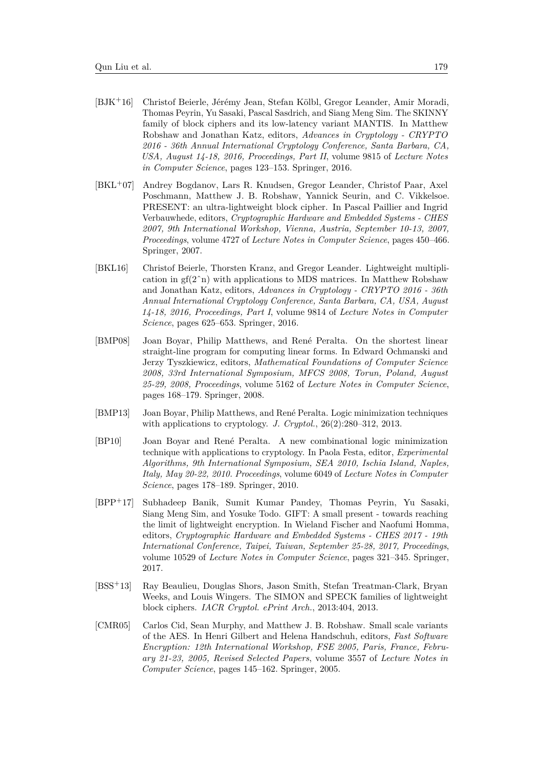[BJK⁺16] Christof Beierle, Jérémy Jean, Stefan Kölbl, Gregor Leander, Amir Moradi, Thomas Peyrin, Yu Sasaki, Pascal Sasdrich, and Siang Meng Sim. The SKINNY family of block ciphers and its low-latency variant MANTIS. In Matthew Robshaw and Jonathan Katz, editors, *Advances in Cryptology - CRYPTO 2016 - 36th Annual International Cryptology Conference, Santa Barbara, CA, USA, August 14-18, 2016, Proceedings, Part II*, volume 9815 of *Lecture Notes in Computer Science*, pages 123–153. Springer, 2016.

[BKL⁺07] Andrey Bogdanov, Lars R. Knudsen, Gregor Leander, Christof Paar, Axel Poschmann, Matthew J. B. Robshaw, Yannick Seurin, and C. Vikkelsoe. PRESENT: an ultra-lightweight block cipher. In Pascal Paillier and Ingrid Verbauwhede, editors, *Cryptographic Hardware and Embedded Systems - CHES 2007, 9th International Workshop, Vienna, Austria, September 10-13, 2007, Proceedings*, volume 4727 of *Lecture Notes in Computer Science*, pages 450–466. Springer, 2007.

[BKL16] Christof Beierle, Thorsten Kranz, and Gregor Leander. Lightweight multiplication in gf(2ˆn) with applications to MDS matrices. In Matthew Robshaw and Jonathan Katz, editors, *Advances in Cryptology - CRYPTO 2016 - 36th Annual International Cryptology Conference, Santa Barbara, CA, USA, August 14-18, 2016, Proceedings, Part I*, volume 9814 of *Lecture Notes in Computer Science*, pages 625–653. Springer, 2016.

[BMP08] Joan Boyar, Philip Matthews, and René Peralta. On the shortest linear straight-line program for computing linear forms. In Edward Ochmanski and Jerzy Tyszkiewicz, editors, *Mathematical Foundations of Computer Science 2008, 33rd International Symposium, MFCS 2008, Torun, Poland, August 25-29, 2008, Proceedings*, volume 5162 of *Lecture Notes in Computer Science*, pages 168–179. Springer, 2008.

[BMP13] Joan Boyar, Philip Matthews, and René Peralta. Logic minimization techniques with applications to cryptology. *J. Cryptol.*, 26(2):280–312, 2013.

[BP10] Joan Boyar and René Peralta. A new combinational logic minimization technique with applications to cryptology. In Paola Festa, editor, *Experimental Algorithms, 9th International Symposium, SEA 2010, Ischia Island, Naples, Italy, May 20-22, 2010. Proceedings*, volume 6049 of *Lecture Notes in Computer Science*, pages 178–189. Springer, 2010.

[BPP⁺17] Subhadeep Banik, Sumit Kumar Pandey, Thomas Peyrin, Yu Sasaki, Siang Meng Sim, and Yosuke Todo. GIFT: A small present - towards reaching the limit of lightweight encryption. In Wieland Fischer and Naofumi Homma, editors, *Cryptographic Hardware and Embedded Systems - CHES 2017 - 19th International Conference, Taipei, Taiwan, September 25-28, 2017, Proceedings*, volume 10529 of *Lecture Notes in Computer Science*, pages 321–345. Springer, 2017.

[BSS⁺13] Ray Beaulieu, Douglas Shors, Jason Smith, Stefan Treatman-Clark, Bryan Weeks, and Louis Wingers. The SIMON and SPECK families of lightweight block ciphers. *IACR Cryptol. ePrint Arch.*, 2013:404, 2013.

[CMR05] Carlos Cid, Sean Murphy, and Matthew J. B. Robshaw. Small scale variants of the AES. In Henri Gilbert and Helena Handschuh, editors, *Fast Software Encryption: 12th International Workshop, FSE 2005, Paris, France, February 21-23, 2005, Revised Selected Papers*, volume 3557 of *Lecture Notes in Computer Science*, pages 145–162. Springer, 2005.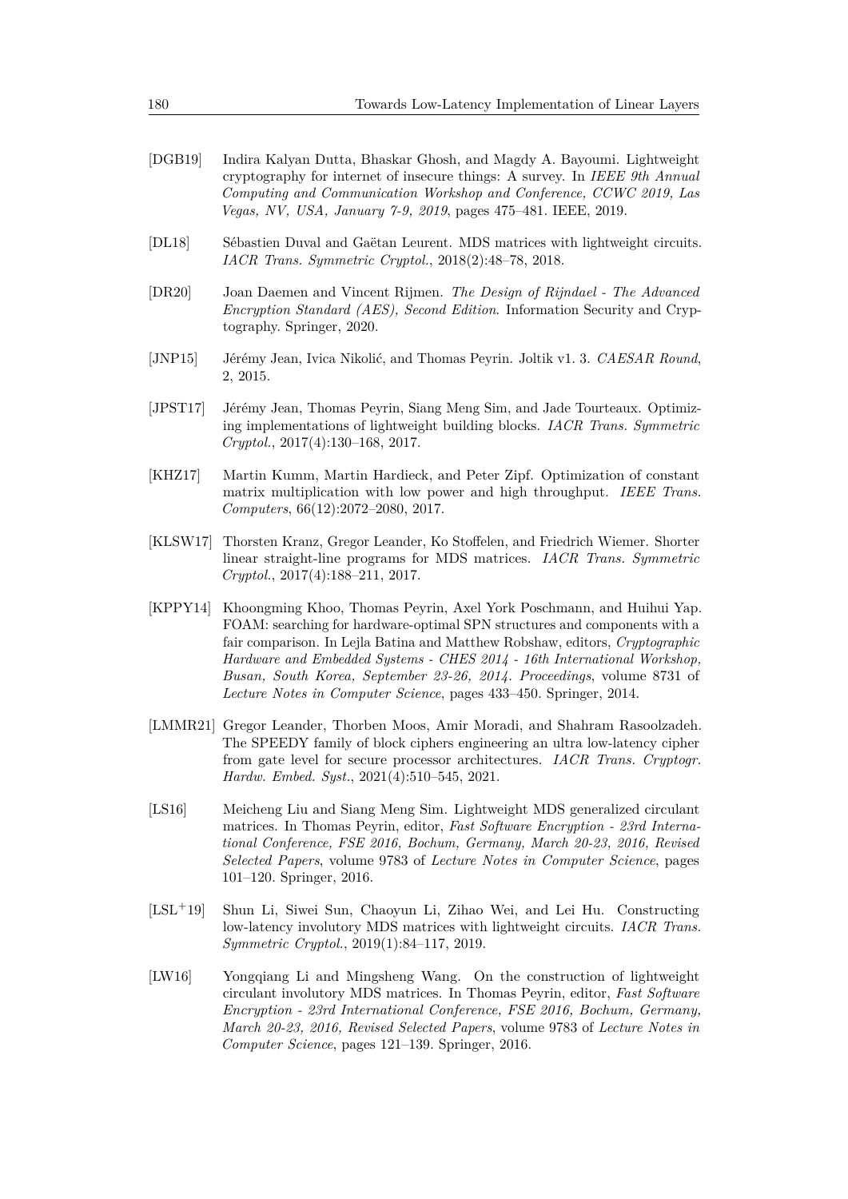[DGB19] Indira Kalyan Dutta, Bhaskar Ghosh, and Magdy A. Bayoumi. Lightweight cryptography for internet of insecure things: A survey. In *IEEE 9th Annual Computing and Communication Workshop and Conference, CCWC 2019, Las Vegas, NV, USA, January 7-9, 2019*, pages 475–481. IEEE, 2019.

[DL18] Sébastien Duval and Gaëtan Leurent. MDS matrices with lightweight circuits. *IACR Trans. Symmetric Cryptol.*, 2018(2):48–78, 2018.

[DR20] Joan Daemen and Vincent Rijmen. *The Design of Rijndael - The Advanced Encryption Standard (AES), Second Edition*. Information Security and Cryptography. Springer, 2020.

[JNP15] Jérémy Jean, Ivica Nikolić, and Thomas Peyrin. Joltik v1. 3. *CAESAR Round*, 2, 2015.

[JPST17] Jérémy Jean, Thomas Peyrin, Siang Meng Sim, and Jade Tourteaux. Optimizing implementations of lightweight building blocks. *IACR Trans. Symmetric Cryptol.*, 2017(4):130–168, 2017.

[KHZ17] Martin Kumm, Martin Hardieck, and Peter Zipf. Optimization of constant matrix multiplication with low power and high throughput. *IEEE Trans. Computers*, 66(12):2072–2080, 2017.

[KLSW17] Thorsten Kranz, Gregor Leander, Ko Stoffelen, and Friedrich Wiemer. Shorter linear straight-line programs for MDS matrices. *IACR Trans. Symmetric Cryptol.*, 2017(4):188–211, 2017.

[KPPY14] Khoongming Khoo, Thomas Peyrin, Axel York Poschmann, and Huihui Yap. FOAM: searching for hardware-optimal SPN structures and components with a fair comparison. In Lejla Batina and Matthew Robshaw, editors, *Cryptographic Hardware and Embedded Systems - CHES 2014 - 16th International Workshop, Busan, South Korea, September 23-26, 2014. Proceedings*, volume 8731 of *Lecture Notes in Computer Science*, pages 433–450. Springer, 2014.

[LMMR21] Gregor Leander, Thorben Moos, Amir Moradi, and Shahram Rasoolzadeh. The SPEEDY family of block ciphers engineering an ultra low-latency cipher from gate level for secure processor architectures. *IACR Trans. Cryptogr. Hardw. Embed. Syst.*, 2021(4):510–545, 2021.

[LS16] Meicheng Liu and Siang Meng Sim. Lightweight MDS generalized circulant matrices. In Thomas Peyrin, editor, *Fast Software Encryption - 23rd International Conference, FSE 2016, Bochum, Germany, March 20-23, 2016, Revised Selected Papers*, volume 9783 of *Lecture Notes in Computer Science*, pages 101–120. Springer, 2016.

[LSL+19] Shun Li, Siwei Sun, Chaoyun Li, Zihao Wei, and Lei Hu. Constructing low-latency involutory MDS matrices with lightweight circuits. *IACR Trans. Symmetric Cryptol.*, 2019(1):84–117, 2019.

[LW16] Yongqiang Li and Mingsheng Wang. On the construction of lightweight circulant involutory MDS matrices. In Thomas Peyrin, editor, *Fast Software Encryption - 23rd International Conference, FSE 2016, Bochum, Germany, March 20-23, 2016, Revised Selected Papers*, volume 9783 of *Lecture Notes in Computer Science*, pages 121–139. Springer, 2016.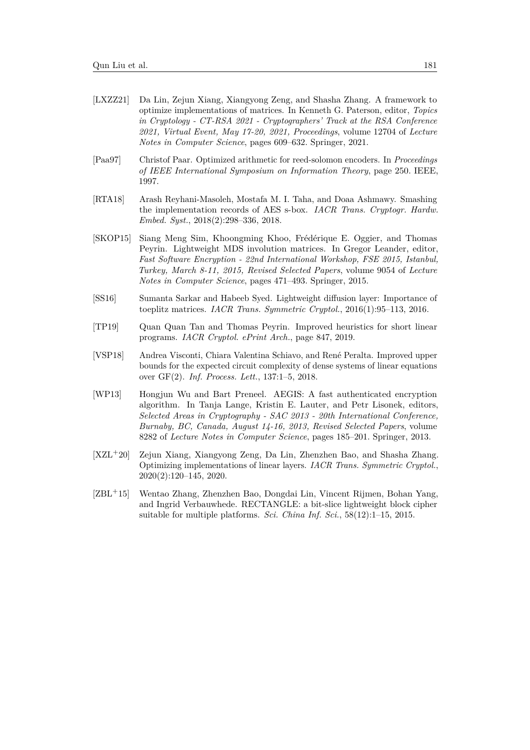- [LXZZ21] Da Lin, Zejun Xiang, Xiangyong Zeng, and Shasha Zhang. A framework to optimize implementations of matrices. In Kenneth G. Paterson, editor, *Topics in Cryptology - CT-RSA 2021 - Cryptographers' Track at the RSA Conference 2021, Virtual Event, May 17-20, 2021, Proceedings*, volume 12704 of *Lecture Notes in Computer Science*, pages 609–632. Springer, 2021.

- [Paa97] Christof Paar. Optimized arithmetic for reed-solomon encoders. In *Proceedings of IEEE International Symposium on Information Theory*, page 250. IEEE, 1997.

- [RTA18] Arash Reyhani-Masoleh, Mostafa M. I. Taha, and Doaa Ashmawy. Smashing the implementation records of AES s-box. *IACR Trans. Cryptogr. Hardw. Embed. Syst.*, 2018(2):298–336, 2018.

- [SKOP15] Siang Meng Sim, Khoongming Khoo, Frédérique E. Oggier, and Thomas Peyrin. Lightweight MDS involution matrices. In Gregor Leander, editor, *Fast Software Encryption - 22nd International Workshop, FSE 2015, Istanbul, Turkey, March 8-11, 2015, Revised Selected Papers*, volume 9054 of *Lecture Notes in Computer Science*, pages 471–493. Springer, 2015.

- [SS16] Sumanta Sarkar and Habeeb Syed. Lightweight diffusion layer: Importance of toeplitz matrices. *IACR Trans. Symmetric Cryptol.*, 2016(1):95–113, 2016.

- [TP19] Quan Quan Tan and Thomas Peyrin. Improved heuristics for short linear programs. *IACR Cryptol. ePrint Arch.*, page 847, 2019.

- [VSP18] Andrea Visconti, Chiara Valentina Schiavo, and René Peralta. Improved upper bounds for the expected circuit complexity of dense systems of linear equations over GF(2). *Inf. Process. Lett.*, 137:1–5, 2018.

- [WP13] Hongjun Wu and Bart Preneel. AEGIS: A fast authenticated encryption algorithm. In Tanja Lange, Kristin E. Lauter, and Petr Lisonek, editors, *Selected Areas in Cryptography - SAC 2013 - 20th International Conference, Burnaby, BC, Canada, August 14-16, 2013, Revised Selected Papers*, volume 8282 of *Lecture Notes in Computer Science*, pages 185–201. Springer, 2013.

- [XZL+20] Zejun Xiang, Xiangyong Zeng, Da Lin, Zhenzhen Bao, and Shasha Zhang. Optimizing implementations of linear layers. *IACR Trans. Symmetric Cryptol.*, 2020(2):120–145, 2020.

- [ZBL+15] Wentao Zhang, Zhenzhen Bao, Dongdai Lin, Vincent Rijmen, Bohan Yang, and Ingrid Verbauwhede. RECTANGLE: a bit-slice lightweight block cipher suitable for multiple platforms. *Sci. China Inf. Sci.*, 58(12):1–15, 2015.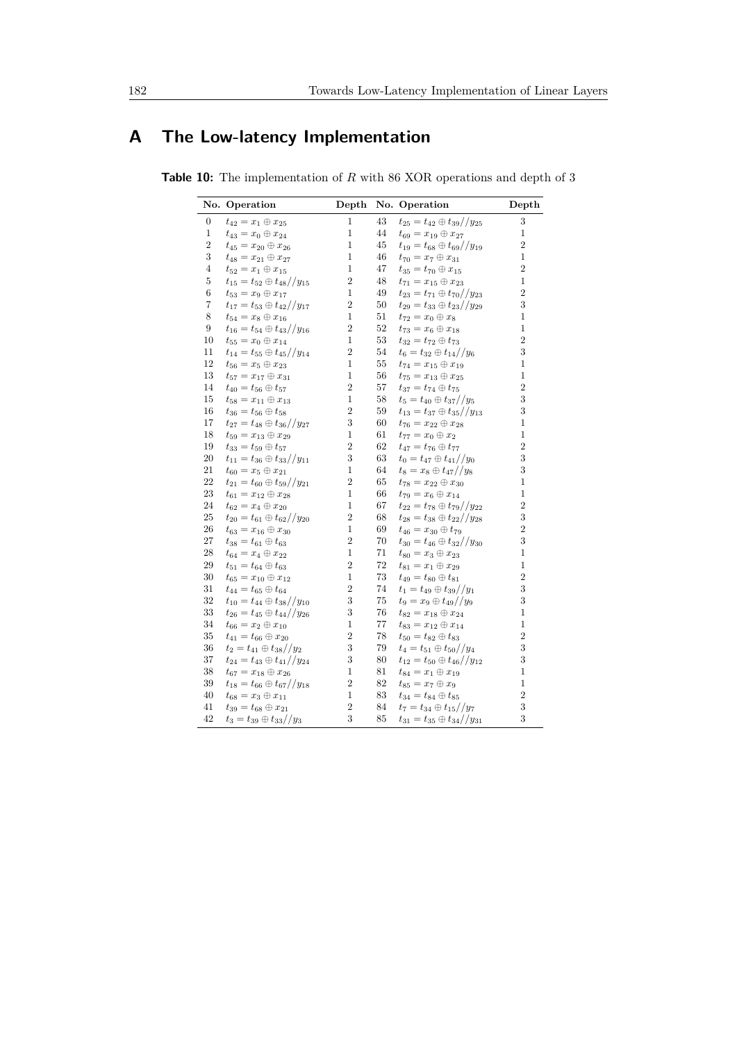# A The Low-latency Implementation

**Table 10:** The implementation of $R$ with 86 XOR operations and depth of 3

| No. | Operation | Depth | No. | Operation | Depth |
|---|---|---|---|---|---|
| 0 | $t_{42} = x_1 \oplus x_{25}$ | 1 | 43 | $t_{25} = t_{42} \oplus t_{39} // y_{25}$ | 3 |
| 1 | $t_{43} = x_0 \oplus x_{24}$ | 1 | 44 | $t_{69} = x_{19} \oplus x_{27}$ | 1 |
| 2 | $t_{45} = x_{20} \oplus x_{26}$ | 1 | 45 | $t_{19} = t_{68} \oplus t_{69} // y_{19}$ | 2 |
| 3 | $t_{48} = x_{21} \oplus x_{27}$ | 1 | 46 | $t_{70} = x_7 \oplus x_{31}$ | 1 |
| 4 | $t_{52} = x_1 \oplus x_{15}$ | 1 | 47 | $t_{35} = t_{70} \oplus x_{15}$ | 2 |
| 5 | $t_{15} = t_{52} \oplus t_{48} // y_{15}$ | 2 | 48 | $t_{71} = x_{15} \oplus x_{23}$ | 1 |
| 6 | $t_{53} = x_9 \oplus x_{17}$ | 1 | 49 | $t_{23} = t_{71} \oplus t_{70} // y_{23}$ | 2 |
| 7 | $t_{17} = t_{53} \oplus t_{42} // y_{17}$ | 2 | 50 | $t_{29} = t_{33} \oplus t_{23} // y_{29}$ | 3 |
| 8 | $t_{54} = x_8 \oplus x_{16}$ | 1 | 51 | $t_{72} = x_0 \oplus x_8$ | 1 |
| 9 | $t_{16} = t_{54} \oplus t_{43} // y_{16}$ | 2 | 52 | $t_{73} = x_6 \oplus x_{18}$ | 1 |
| 10 | $t_{55} = x_0 \oplus x_{14}$ | 1 | 53 | $t_{32} = t_{72} \oplus t_{73}$ | 2 |
| 11 | $t_{14} = t_{55} \oplus t_{45} // y_{14}$ | 2 | 54 | $t_6 = t_{32} \oplus t_{14} // y_6$ | 3 |
| 12 | $t_{56} = x_5 \oplus x_{23}$ | 1 | 55 | $t_{74} = x_{15} \oplus x_{19}$ | 1 |
| 13 | $t_{57} = x_{17} \oplus x_{31}$ | 1 | 56 | $t_{75} = x_{13} \oplus x_{25}$ | 1 |
| 14 | $t_{40} = t_{56} \oplus t_{57}$ | 2 | 57 | $t_{37} = t_{74} \oplus t_{75}$ | 2 |
| 15 | $t_{58} = x_{11} \oplus x_{13}$ | 1 | 58 | $t_5 = t_{40} \oplus t_{37} // y_5$ | 3 |
| 16 | $t_{36} = t_{56} \oplus t_{58}$ | 2 | 59 | $t_{13} = t_{37} \oplus t_{35} // y_{13}$ | 3 |
| 17 | $t_{27} = t_{48} \oplus t_{36} // y_{27}$ | 3 | 60 | $t_{76} = x_{22} \oplus x_{28}$ | 1 |
| 18 | $t_{59} = x_{13} \oplus x_{29}$ | 1 | 61 | $t_{77} = x_0 \oplus x_2$ | 1 |
| 19 | $t_{33} = t_{59} \oplus t_{57}$ | 2 | 62 | $t_{47} = t_{76} \oplus t_{77}$ | 2 |
| 20 | $t_{11} = t_{36} \oplus t_{33} // y_{11}$ | 3 | 63 | $t_0 = t_{47} \oplus t_{41} // y_0$ | 3 |
| 21 | $t_{60} = x_5 \oplus x_{21}$ | 1 | 64 | $t_8 = x_8 \oplus t_{47} // y_8$ | 3 |
| 22 | $t_{21} = t_{60} \oplus t_{59} // y_{21}$ | 2 | 65 | $t_{78} = x_{22} \oplus x_{30}$ | 1 |
| 23 | $t_{61} = x_{12} \oplus x_{28}$ | 1 | 66 | $t_{79} = x_6 \oplus x_{14}$ | 1 |
| 24 | $t_{62} = x_4 \oplus x_{20}$ | 1 | 67 | $t_{22} = t_{78} \oplus t_{79} // y_{22}$ | 2 |
| 25 | $t_{20} = t_{61} \oplus t_{62} // y_{20}$ | 2 | 68 | $t_{28} = t_{38} \oplus t_{22} // y_{28}$ | 3 |
| 26 | $t_{63} = x_{16} \oplus x_{30}$ | 1 | 69 | $t_{46} = x_{30} \oplus t_{79}$ | 2 |
| 27 | $t_{38} = t_{61} \oplus t_{63}$ | 2 | 70 | $t_{30} = t_{46} \oplus t_{32} // y_{30}$ | 3 |
| 28 | $t_{64} = x_4 \oplus x_{22}$ | 1 | 71 | $t_{80} = x_3 \oplus x_{23}$ | 1 |
| 29 | $t_{51} = t_{64} \oplus t_{63}$ | 2 | 72 | $t_{81} = x_1 \oplus x_{29}$ | 1 |
| 30 | $t_{65} = x_{10} \oplus x_{12}$ | 1 | 73 | $t_{49} = t_{80} \oplus t_{81}$ | 2 |
| 31 | $t_{44} = t_{65} \oplus t_{64}$ | 2 | 74 | $t_1 = t_{49} \oplus t_{39} // y_1$ | 3 |
| 32 | $t_{10} = t_{44} \oplus t_{38} // y_{10}$ | 3 | 75 | $t_9 = x_9 \oplus t_{49} // y_9$ | 3 |
| 33 | $t_{26} = t_{45} \oplus t_{44} // y_{26}$ | 3 | 76 | $t_{82} = x_{18} \oplus x_{24}$ | 1 |
| 34 | $t_{66} = x_2 \oplus x_{10}$ | 1 | 77 | $t_{83} = x_{12} \oplus x_{14}$ | 1 |
| 35 | $t_{41} = t_{66} \oplus x_{20}$ | 2 | 78 | $t_{50} = t_{82} \oplus t_{83}$ | 2 |
| 36 | $t_2 = t_{41} \oplus t_{38} // y_2$ | 3 | 79 | $t_4 = t_{51} \oplus t_{50} // y_4$ | 3 |
| 37 | $t_{24} = t_{43} \oplus t_{41} // y_{24}$ | 3 | 80 | $t_{12} = t_{50} \oplus t_{46} // y_{12}$ | 3 |
| 38 | $t_{67} = x_{18} \oplus x_{26}$ | 1 | 81 | $t_{84} = x_1 \oplus x_{19}$ | 1 |
| 39 | $t_{18} = t_{66} \oplus t_{67} // y_{18}$ | 2 | 82 | $t_{85} = x_7 \oplus x_9$ | 1 |
| 40 | $t_{68} = x_3 \oplus x_{11}$ | 1 | 83 | $t_{34} = t_{84} \oplus t_{85}$ | 2 |
| 41 | $t_{39} = t_{68} \oplus x_{21}$ | 2 | 84 | $t_7 = t_{34} \oplus t_{15} // y_7$ | 3 |
| 42 | $t_3 = t_{39} \oplus t_{33} // y_3$ | 3 | 85 | $t_{31} = t_{35} \oplus t_{34} // y_{31}$ | 3 |